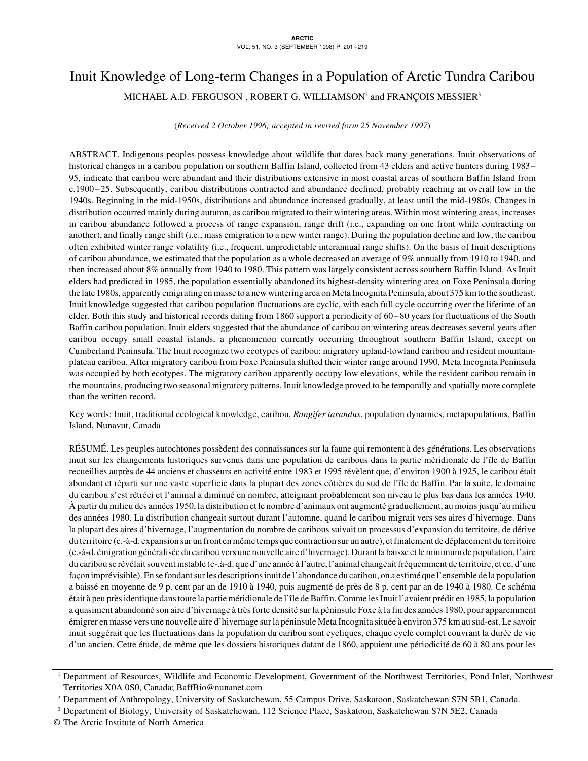# Inuit Knowledge of Long-term Changes in a Population of Arctic Tundra Caribou

MICHAEL A.D. FERGUSON[1], ROBERT G. WILLIAMSON[2] and FRANÇOIS MESSIER[3]

(*Received 2 October 1996; accepted in revised form 25 November 1997*)

ABSTRACT. Indigenous peoples possess knowledge about wildlife that dates back many generations. Inuit observations of historical changes in a caribou population on southern Baffin Island, collected from 43 elders and active hunters during 1983–95, indicate that caribou were abundant and their distributions extensive in most coastal areas of southern Baffin Island from c.1900–25. Subsequently, caribou distributions contracted and abundance declined, probably reaching an overall low in the 1940s. Beginning in the mid-1950s, distributions and abundance increased gradually, at least until the mid-1980s. Changes in distribution occurred mainly during autumn, as caribou migrated to their wintering areas. Within most wintering areas, increases in caribou abundance followed a process of range expansion, range drift (i.e., expanding on one front while contracting on another), and finally range shift (i.e., mass emigration to a new winter range). During the population decline and low, the caribou often exhibited winter range volatility (i.e., frequent, unpredictable interannual range shifts). On the basis of Inuit descriptions of caribou abundance, we estimated that the population as a whole decreased an average of 9% annually from 1910 to 1940, and then increased about 8% annually from 1940 to 1980. This pattern was largely consistent across southern Baffin Island. As Inuit elders had predicted in 1985, the population essentially abandoned its highest-density wintering area on Foxe Peninsula during the late 1980s, apparently emigrating en masse to a new wintering area on Meta Incognita Peninsula, about 375 km to the southeast. Inuit knowledge suggested that caribou population fluctuations are cyclic, with each full cycle occurring over the lifetime of an elder. Both this study and historical records dating from 1860 support a periodicity of 60–80 years for fluctuations of the South Baffin caribou population. Inuit elders suggested that the abundance of caribou on wintering areas decreases several years after caribou occupy small coastal islands, a phenomenon currently occurring throughout southern Baffin Island, except on Cumberland Peninsula. The Inuit recognize two ecotypes of caribou: migratory upland-lowland caribou and resident mountain-plateau caribou. After migratory caribou from Foxe Peninsula shifted their winter range around 1990, Meta Incognita Peninsula was occupied by both ecotypes. The migratory caribou apparently occupy low elevations, while the resident caribou remain in the mountains, producing two seasonal migratory patterns. Inuit knowledge proved to be temporally and spatially more complete than the written record.

Key words: Inuit, traditional ecological knowledge, caribou, *Rangifer tarandus*, population dynamics, metapopulations, Baffin Island, Nunavut, Canada

RÉSUMÉ. Les peuples autochtones possèdent des connaissances sur la faune qui remontent à des générations. Les observations inuit sur les changements historiques survenus dans une population de caribous dans la partie méridionale de l'île de Baffin recueillies auprès de 44 anciens et chasseurs en activité entre 1983 et 1995 révèlent que, d'environ 1900 à 1925, le caribou était abondant et réparti sur une vaste superficie dans la plupart des zones côtières du sud de l'île de Baffin. Par la suite, le domaine du caribou s'est rétréci et l'animal a diminué en nombre, atteignant probablement son niveau le plus bas dans les années 1940. À partir du milieu des années 1950, la distribution et le nombre d'animaux ont augmenté graduellement, au moins jusqu'au milieu des années 1980. La distribution changeait surtout durant l'automne, quand le caribou migrait vers ses aires d'hivernage. Dans la plupart des aires d'hivernage, l'augmentation du nombre de caribous suivait un processus d'expansion du territoire, de dérive du territoire (c.-à-d. expansion sur un front en même temps que contraction sur un autre), et finalement de déplacement du territoire (c.-à-d. émigration généralisée du caribou vers une nouvelle aire d'hivernage). Durant la baisse et le minimum de population, l'aire du caribou se révélait souvent instable (c-.à-d. que d'une année à l'autre, l'animal changeait fréquemment de territoire, et ce, d'une façon imprévisible). En se fondant sur les descriptions inuit de l'abondance du caribou, on a estimé que l'ensemble de la population a baissé en moyenne de 9 p. cent par an de 1910 à 1940, puis augmenté de près de 8 p. cent par an de 1940 à 1980. Ce schéma était à peu près identique dans toute la partie méridionale de l'île de Baffin. Comme les Inuit l'avaient prédit en 1985, la population a quasiment abandonné son aire d'hivernage à très forte densité sur la péninsule Foxe à la fin des années 1980, pour apparemment émigrer en masse vers une nouvelle aire d'hivernage sur la péninsule Meta Incognita située à environ 375 km au sud-est. Le savoir inuit suggérait que les fluctuations dans la population du caribou sont cycliques, chaque cycle complet couvrant la durée de vie d'un ancien. Cette étude, de même que les dossiers historiques datant de 1860, appuient une périodicité de 60 à 80 ans pour les

---

[1] Department of Resources, Wildlife and Economic Development, Government of the Northwest Territories, Pond Inlet, Northwest Territories X0A 0S0, Canada; BaffBio@nunanet.com

[2] Department of Anthropology, University of Saskatchewan, 55 Campus Drive, Saskatoon, Saskatchewan S7N 5B1, Canada.

[3] Department of Biology, University of Saskatchewan, 112 Science Place, Saskatoon, Saskatchewan S7N 5E2, Canada

© The Arctic Institute of North America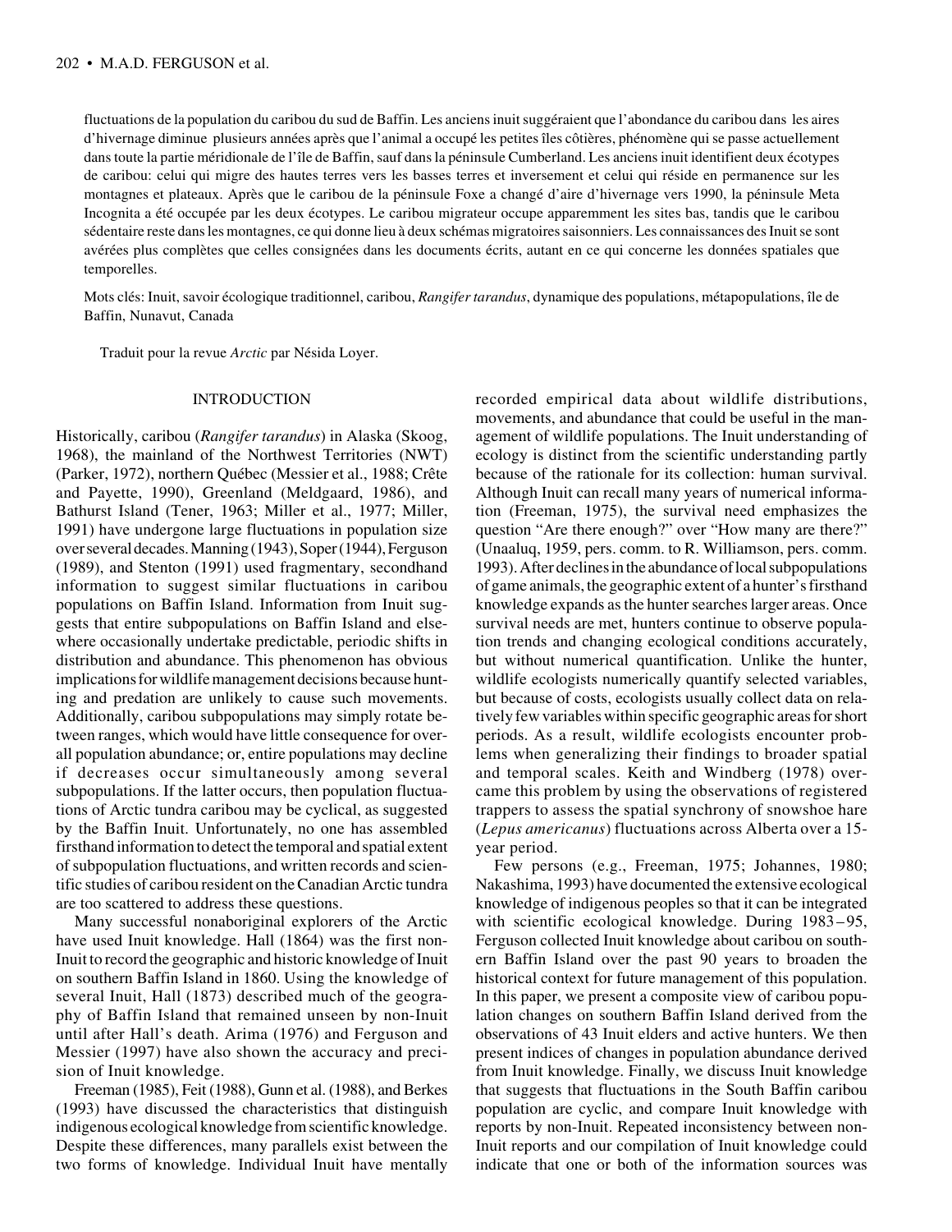fluctuations de la population du caribou du sud de Baffin. Les anciens inuit suggéraient que l'abondance du caribou dans les aires d'hivernage diminue plusieurs années après que l'animal a occupé les petites îles côtières, phénomène qui se passe actuellement dans toute la partie méridionale de l'île de Baffin, sauf dans la péninsule Cumberland. Les anciens inuit identifient deux écotypes de caribou: celui qui migre des hautes terres vers les basses terres et inversement et celui qui réside en permanence sur les montagnes et plateaux. Après que le caribou de la péninsule Foxe a changé d'aire d'hivernage vers 1990, la péninsule Meta Incognita a été occupée par les deux écotypes. Le caribou migrateur occupe apparemment les sites bas, tandis que le caribou sédentaire reste dans les montagnes, ce qui donne lieu à deux schémas migratoires saisonniers. Les connaissances des Inuit se sont avérées plus complètes que celles consignées dans les documents écrits, autant en ce qui concerne les données spatiales que temporelles.

Mots clés: Inuit, savoir écologique traditionnel, caribou, *Rangifer tarandus*, dynamique des populations, métapopulations, île de Baffin, Nunavut, Canada

Traduit pour la revue *Arctic* par Nésida Loyer.

## INTRODUCTION

Historically, caribou (*Rangifer tarandus*) in Alaska (Skoog, 1968), the mainland of the Northwest Territories (NWT) (Parker, 1972), northern Québec (Messier et al., 1988; Crête and Payette, 1990), Greenland (Meldgaard, 1986), and Bathurst Island (Tener, 1963; Miller et al., 1977; Miller, 1991) have undergone large fluctuations in population size over several decades. Manning (1943), Soper (1944), Ferguson (1989), and Stenton (1991) used fragmentary, secondhand information to suggest similar fluctuations in caribou populations on Baffin Island. Information from Inuit suggests that entire subpopulations on Baffin Island and elsewhere occasionally undertake predictable, periodic shifts in distribution and abundance. This phenomenon has obvious implications for wildlife management decisions because hunting and predation are unlikely to cause such movements. Additionally, caribou subpopulations may simply rotate between ranges, which would have little consequence for overall population abundance; or, entire populations may decline if decreases occur simultaneously among several subpopulations. If the latter occurs, then population fluctuations of Arctic tundra caribou may be cyclical, as suggested by the Baffin Inuit. Unfortunately, no one has assembled firsthand information to detect the temporal and spatial extent of subpopulation fluctuations, and written records and scientific studies of caribou resident on the Canadian Arctic tundra are too scattered to address these questions.

Many successful nonaboriginal explorers of the Arctic have used Inuit knowledge. Hall (1864) was the first non-Inuit to record the geographic and historic knowledge of Inuit on southern Baffin Island in 1860. Using the knowledge of several Inuit, Hall (1873) described much of the geography of Baffin Island that remained unseen by non-Inuit until after Hall's death. Arima (1976) and Ferguson and Messier (1997) have also shown the accuracy and precision of Inuit knowledge.

Freeman (1985), Feit (1988), Gunn et al. (1988), and Berkes (1993) have discussed the characteristics that distinguish indigenous ecological knowledge from scientific knowledge. Despite these differences, many parallels exist between the two forms of knowledge. Individual Inuit have mentally recorded empirical data about wildlife distributions, movements, and abundance that could be useful in the management of wildlife populations. The Inuit understanding of ecology is distinct from the scientific understanding partly because of the rationale for its collection: human survival. Although Inuit can recall many years of numerical information (Freeman, 1975), the survival need emphasizes the question "Are there enough?" over "How many are there?" (Unaaluq, 1959, pers. comm. to R. Williamson, pers. comm. 1993). After declines in the abundance of local subpopulations of game animals, the geographic extent of a hunter's firsthand knowledge expands as the hunter searches larger areas. Once survival needs are met, hunters continue to observe population trends and changing ecological conditions accurately, but without numerical quantification. Unlike the hunter, wildlife ecologists numerically quantify selected variables, but because of costs, ecologists usually collect data on relatively few variables within specific geographic areas for short periods. As a result, wildlife ecologists encounter problems when generalizing their findings to broader spatial and temporal scales. Keith and Windberg (1978) overcame this problem by using the observations of registered trappers to assess the spatial synchrony of snowshoe hare (*Lepus americanus*) fluctuations across Alberta over a 15-year period.

Few persons (e.g., Freeman, 1975; Johannes, 1980; Nakashima, 1993) have documented the extensive ecological knowledge of indigenous peoples so that it can be integrated with scientific ecological knowledge. During 1983–95, Ferguson collected Inuit knowledge about caribou on southern Baffin Island over the past 90 years to broaden the historical context for future management of this population. In this paper, we present a composite view of caribou population changes on southern Baffin Island derived from the observations of 43 Inuit elders and active hunters. We then present indices of changes in population abundance derived from Inuit knowledge. Finally, we discuss Inuit knowledge that suggests that fluctuations in the South Baffin caribou population are cyclic, and compare Inuit knowledge with reports by non-Inuit. Repeated inconsistency between non-Inuit reports and our compilation of Inuit knowledge could indicate that one or both of the information sources was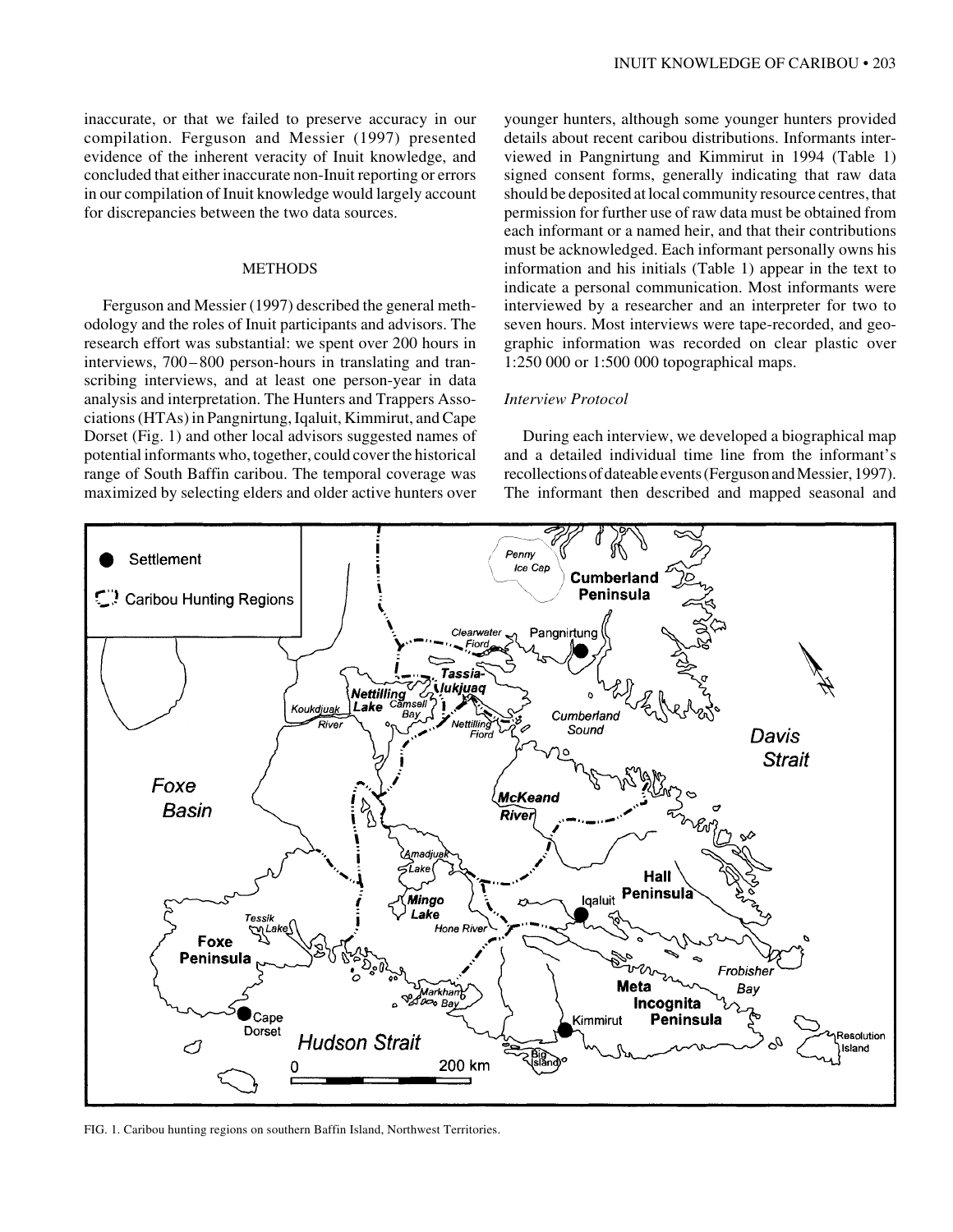inaccurate, or that we failed to preserve accuracy in our compilation. Ferguson and Messier (1997) presented evidence of the inherent veracity of Inuit knowledge, and concluded that either inaccurate non-Inuit reporting or errors in our compilation of Inuit knowledge would largely account for discrepancies between the two data sources.

## METHODS

Ferguson and Messier (1997) described the general methodology and the roles of Inuit participants and advisors. The research effort was substantial: we spent over 200 hours in interviews, 700–800 person-hours in translating and transcribing interviews, and at least one person-year in data analysis and interpretation. The Hunters and Trappers Associations (HTAs) in Pangnirtung, Iqaluit, Kimmirut, and Cape Dorset (Fig. 1) and other local advisors suggested names of potential informants who, together, could cover the historical range of South Baffin caribou. The temporal coverage was maximized by selecting elders and older active hunters over younger hunters, although some younger hunters provided details about recent caribou distributions. Informants interviewed in Pangnirtung and Kimmirut in 1994 (Table 1) signed consent forms, generally indicating that raw data should be deposited at local community resource centres, that permission for further use of raw data must be obtained from each informant or a named heir, and that their contributions must be acknowledged. Each informant personally owns his information and his initials (Table 1) appear in the text to indicate a personal communication. Most informants were interviewed by a researcher and an interpreter for two to seven hours. Most interviews were tape-recorded, and geographic information was recorded on clear plastic over 1:250 000 or 1:500 000 topographical maps.

### *Interview Protocol*

During each interview, we developed a biographical map and a detailed individual time line from the informant's recollections of dateable events (Ferguson and Messier, 1997). The informant then described and mapped seasonal and

FIG. 1. Caribou hunting regions on southern Baffin Island, Northwest Territories.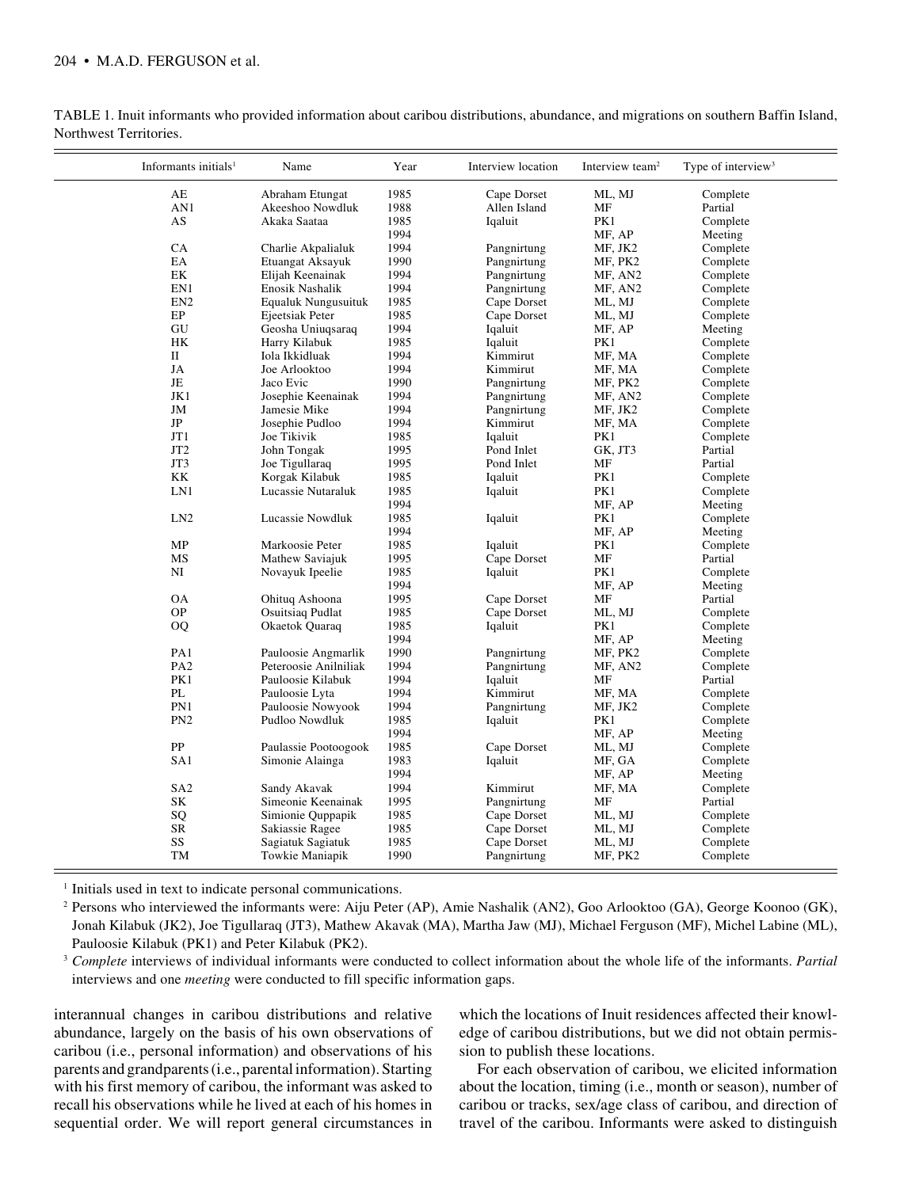TABLE 1. Inuit informants who provided information about caribou distributions, abundance, and migrations on southern Baffin Island, Northwest Territories.

| Informants initials[1] | Name | Year | Interview location | Interview team[2] | Type of interview[3] |
|---|---|---|---|---|---|
| AE | Abraham Etungat | 1985 | Cape Dorset | ML, MJ | Complete |
| AN1 | Akeeshoo Nowdluk | 1988 | Allen Island | MF | Partial |
| AS | Akaka Saataa | 1985 | Iqaluit | PK1 | Complete |
| | | 1994 | | MF, AP | Meeting |
| CA | Charlie Akpalialuk | 1994 | Pangnirtung | MF, JK2 | Complete |
| EA | Etuangat Aksayuk | 1990 | Pangnirtung | MF, PK2 | Complete |
| EK | Elijah Keenainak | 1994 | Pangnirtung | MF, AN2 | Complete |
| EN1 | Enosik Nashalik | 1994 | Pangnirtung | MF, AN2 | Complete |
| EN2 | Equaluk Nungusuituk | 1985 | Cape Dorset | ML, MJ | Complete |
| EP | Ejeetsiak Peter | 1985 | Cape Dorset | ML, MJ | Complete |
| GU | Geosha Uniuqsaraq | 1994 | Iqaluit | MF, AP | Meeting |
| HK | Harry Kilabuk | 1985 | Iqaluit | PK1 | Complete |
| II | Iola Ikkidluak | 1994 | Kimmirut | MF, MA | Complete |
| JA | Joe Arlooktoo | 1994 | Kimmirut | MF, MA | Complete |
| JE | Jaco Evic | 1990 | Pangnirtung | MF, PK2 | Complete |
| JK1 | Josephie Keenainak | 1994 | Pangnirtung | MF, AN2 | Complete |
| JM | Jamesie Mike | 1994 | Pangnirtung | MF, JK2 | Complete |
| JP | Josephie Pudloo | 1994 | Kimmirut | MF, MA | Complete |
| JT1 | Joe Tikivik | 1985 | Iqaluit | PK1 | Complete |
| JT2 | John Tongak | 1995 | Pond Inlet | GK, JT3 | Partial |
| JT3 | Joe Tigullaraq | 1995 | Pond Inlet | MF | Partial |
| KK | Korgak Kilabuk | 1985 | Iqaluit | PK1 | Complete |
| LN1 | Lucassie Nutaraluk | 1985 | Iqaluit | PK1 | Complete |
| | | 1994 | | MF, AP | Meeting |
| LN2 | Lucassie Nowdluk | 1985 | Iqaluit | PK1 | Complete |
| | | 1994 | | MF, AP | Meeting |
| MP | Markoosie Peter | 1985 | Iqaluit | PK1 | Complete |
| MS | Mathew Saviajuk | 1995 | Cape Dorset | MF | Partial |
| NI | Novayuk Ipeelie | 1985 | Iqaluit | PK1 | Complete |
| | | 1994 | | MF, AP | Meeting |
| OA | Ohituq Ashoona | 1995 | Cape Dorset | MF | Partial |
| OP | Osuitsiaq Pudlat | 1985 | Cape Dorset | ML, MJ | Complete |
| OQ | Okaetok Quaraq | 1985 | Iqaluit | PK1 | Complete |
| | | 1994 | | MF, AP | Meeting |
| PA1 | Pauloosie Angmarlik | 1990 | Pangnirtung | MF, PK2 | Complete |
| PA2 | Peteroosie Anilniliak | 1994 | Pangnirtung | MF, AN2 | Complete |
| PK1 | Pauloosie Kilabuk | 1994 | Iqaluit | MF | Partial |
| PL | Pauloosie Lyta | 1994 | Kimmirut | MF, MA | Complete |
| PN1 | Pauloosie Nowyook | 1994 | Pangnirtung | MF, JK2 | Complete |
| PN2 | Pudloo Nowdluk | 1985 | Iqaluit | PK1 | Complete |
| | | 1994 | | MF, AP | Meeting |
| PP | Paulassie Pootoogook | 1985 | Cape Dorset | ML, MJ | Complete |
| SA1 | Simonie Alainga | 1983 | Iqaluit | MF, GA | Complete |
| | | 1994 | | MF, AP | Meeting |
| SA2 | Sandy Akavak | 1994 | Kimmirut | MF, MA | Complete |
| SK | Simeonie Keenainak | 1995 | Pangnirtung | MF | Partial |
| SQ | Simionie Quppapik | 1985 | Cape Dorset | ML, MJ | Complete |
| SR | Sakiassie Ragee | 1985 | Cape Dorset | ML, MJ | Complete |
| SS | Sagiatuk Sagiatuk | 1985 | Cape Dorset | ML, MJ | Complete |
| TM | Towkie Maniapik | 1990 | Pangnirtung | MF, PK2 | Complete |

[1] Initials used in text to indicate personal communications.

[2] Persons who interviewed the informants were: Aiju Peter (AP), Amie Nashalik (AN2), Goo Arlooktoo (GA), George Koonoo (GK), Jonah Kilabuk (JK2), Joe Tigullaraq (JT3), Mathew Akavak (MA), Martha Jaw (MJ), Michael Ferguson (MF), Michel Labine (ML), Pauloosie Kilabuk (PK1) and Peter Kilabuk (PK2).

[3] *Complete* interviews of individual informants were conducted to collect information about the whole life of the informants. *Partial* interviews and one *meeting* were conducted to fill specific information gaps.

interannual changes in caribou distributions and relative abundance, largely on the basis of his own observations of caribou (i.e., personal information) and observations of his parents and grandparents (i.e., parental information). Starting with his first memory of caribou, the informant was asked to recall his observations while he lived at each of his homes in sequential order. We will report general circumstances in which the locations of Inuit residences affected their knowledge of caribou distributions, but we did not obtain permission to publish these locations.

For each observation of caribou, we elicited information about the location, timing (i.e., month or season), number of caribou or tracks, sex/age class of caribou, and direction of travel of the caribou. Informants were asked to distinguish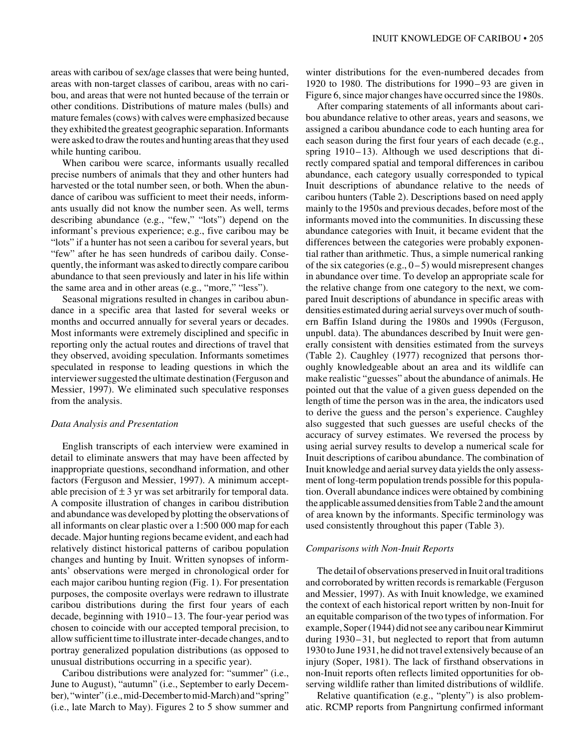areas with caribou of sex/age classes that were being hunted, areas with non-target classes of caribou, areas with no caribou, and areas that were not hunted because of the terrain or other conditions. Distributions of mature males (bulls) and mature females (cows) with calves were emphasized because they exhibited the greatest geographic separation. Informants were asked to draw the routes and hunting areas that they used while hunting caribou.

When caribou were scarce, informants usually recalled precise numbers of animals that they and other hunters had harvested or the total number seen, or both. When the abundance of caribou was sufficient to meet their needs, informants usually did not know the number seen. As well, terms describing abundance (e.g., "few," "lots") depend on the informant's previous experience; e.g., five caribou may be "lots" if a hunter has not seen a caribou for several years, but "few" after he has seen hundreds of caribou daily. Consequently, the informant was asked to directly compare caribou abundance to that seen previously and later in his life within the same area and in other areas (e.g., "more," "less").

Seasonal migrations resulted in changes in caribou abundance in a specific area that lasted for several weeks or months and occurred annually for several years or decades. Most informants were extremely disciplined and specific in reporting only the actual routes and directions of travel that they observed, avoiding speculation. Informants sometimes speculated in response to leading questions in which the interviewer suggested the ultimate destination (Ferguson and Messier, 1997). We eliminated such speculative responses from the analysis.

### *Data Analysis and Presentation*

English transcripts of each interview were examined in detail to eliminate answers that may have been affected by inappropriate questions, secondhand information, and other factors (Ferguson and Messier, 1997). A minimum acceptable precision of $\pm$ 3 yr was set arbitrarily for temporal data. A composite illustration of changes in caribou distribution and abundance was developed by plotting the observations of all informants on clear plastic over a 1:500 000 map for each decade. Major hunting regions became evident, and each had relatively distinct historical patterns of caribou population changes and hunting by Inuit. Written synopses of informants' observations were merged in chronological order for each major caribou hunting region (Fig. 1). For presentation purposes, the composite overlays were redrawn to illustrate caribou distributions during the first four years of each decade, beginning with 1910–13. The four-year period was chosen to coincide with our accepted temporal precision, to allow sufficient time to illustrate inter-decade changes, and to portray generalized population distributions (as opposed to unusual distributions occurring in a specific year).

Caribou distributions were analyzed for: "summer" (i.e., June to August), "autumn" (i.e., September to early December), "winter" (i.e., mid-December to mid-March) and "spring" (i.e., late March to May). Figures 2 to 5 show summer and winter distributions for the even-numbered decades from 1920 to 1980. The distributions for 1990–93 are given in Figure 6, since major changes have occurred since the 1980s.

After comparing statements of all informants about caribou abundance relative to other areas, years and seasons, we assigned a caribou abundance code to each hunting area for each season during the first four years of each decade (e.g., spring 1910–13). Although we used descriptions that directly compared spatial and temporal differences in caribou abundance, each category usually corresponded to typical Inuit descriptions of abundance relative to the needs of caribou hunters (Table 2). Descriptions based on need apply mainly to the 1950s and previous decades, before most of the informants moved into the communities. In discussing these abundance categories with Inuit, it became evident that the differences between the categories were probably exponential rather than arithmetic. Thus, a simple numerical ranking of the six categories (e.g., 0–5) would misrepresent changes in abundance over time. To develop an appropriate scale for the relative change from one category to the next, we compared Inuit descriptions of abundance in specific areas with densities estimated during aerial surveys over much of southern Baffin Island during the 1980s and 1990s (Ferguson, unpubl. data). The abundances described by Inuit were generally consistent with densities estimated from the surveys (Table 2). Caughley (1977) recognized that persons thoroughly knowledgeable about an area and its wildlife can make realistic "guesses" about the abundance of animals. He pointed out that the value of a given guess depended on the length of time the person was in the area, the indicators used to derive the guess and the person's experience. Caughley also suggested that such guesses are useful checks of the accuracy of survey estimates. We reversed the process by using aerial survey results to develop a numerical scale for Inuit descriptions of caribou abundance. The combination of Inuit knowledge and aerial survey data yields the only assessment of long-term population trends possible for this population. Overall abundance indices were obtained by combining the applicable assumed densities from Table 2 and the amount of area known by the informants. Specific terminology was used consistently throughout this paper (Table 3).

### *Comparisons with Non-Inuit Reports*

The detail of observations preserved in Inuit oral traditions and corroborated by written records is remarkable (Ferguson and Messier, 1997). As with Inuit knowledge, we examined the context of each historical report written by non-Inuit for an equitable comparison of the two types of information. For example, Soper (1944) did not see any caribou near Kimmirut during 1930–31, but neglected to report that from autumn 1930 to June 1931, he did not travel extensively because of an injury (Soper, 1981). The lack of firsthand observations in non-Inuit reports often reflects limited opportunities for observing wildlife rather than limited distributions of wildlife.

Relative quantification (e.g., "plenty") is also problematic. RCMP reports from Pangnirtung confirmed informant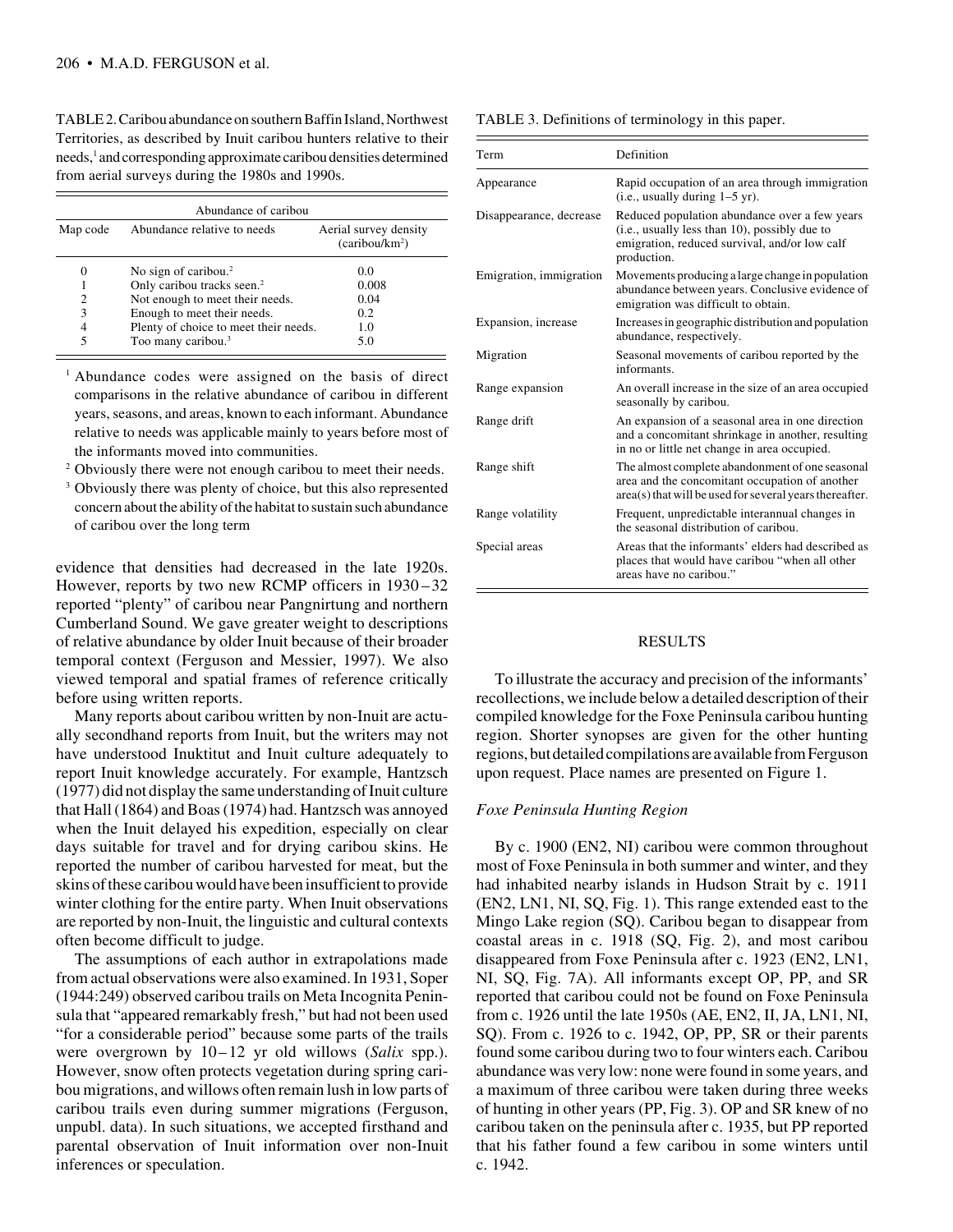TABLE 2. Caribou abundance on southern Baffin Island, Northwest Territories, as described by Inuit caribou hunters relative to their needs,[1] and corresponding approximate caribou densities determined from aerial surveys during the 1980s and 1990s.

| Abundance of caribou | | |
|---|---|---|
| Map code | Abundance relative to needs | Aerial survey density (caribou/km$^2$) |
| 0 | No sign of caribou.[2] | 0.0 |
| 1 | Only caribou tracks seen.[2] | 0.008 |
| 2 | Not enough to meet their needs. | 0.04 |
| 3 | Enough to meet their needs. | 0.2 |
| 4 | Plenty of choice to meet their needs. | 1.0 |
| 5 | Too many caribou.[3] | 5.0 |

[1] Abundance codes were assigned on the basis of direct comparisons in the relative abundance of caribou in different years, seasons, and areas, known to each informant. Abundance relative to needs was applicable mainly to years before most of the informants moved into communities.

[2] Obviously there were not enough caribou to meet their needs.

[3] Obviously there was plenty of choice, but this also represented concern about the ability of the habitat to sustain such abundance of caribou over the long term

evidence that densities had decreased in the late 1920s. However, reports by two new RCMP officers in 1930–32 reported "plenty" of caribou near Pangnirtung and northern Cumberland Sound. We gave greater weight to descriptions of relative abundance by older Inuit because of their broader temporal context (Ferguson and Messier, 1997). We also viewed temporal and spatial frames of reference critically before using written reports.

Many reports about caribou written by non-Inuit are actually secondhand reports from Inuit, but the writers may not have understood Inuktitut and Inuit culture adequately to report Inuit knowledge accurately. For example, Hantzsch (1977) did not display the same understanding of Inuit culture that Hall (1864) and Boas (1974) had. Hantzsch was annoyed when the Inuit delayed his expedition, especially on clear days suitable for travel and for drying caribou skins. He reported the number of caribou harvested for meat, but the skins of these caribou would have been insufficient to provide winter clothing for the entire party. When Inuit observations are reported by non-Inuit, the linguistic and cultural contexts often become difficult to judge.

The assumptions of each author in extrapolations made from actual observations were also examined. In 1931, Soper (1944:249) observed caribou trails on Meta Incognita Peninsula that "appeared remarkably fresh," but had not been used "for a considerable period" because some parts of the trails were overgrown by 10–12 yr old willows (*Salix* spp.). However, snow often protects vegetation during spring caribou migrations, and willows often remain lush in low parts of caribou trails even during summer migrations (Ferguson, unpubl. data). In such situations, we accepted firsthand and parental observation of Inuit information over non-Inuit inferences or speculation.

TABLE 3. Definitions of terminology in this paper.

| Term | Definition |
|---|---|
| Appearance | Rapid occupation of an area through immigration (i.e., usually during 1–5 yr). |
| Disappearance, decrease | Reduced population abundance over a few years (i.e., usually less than 10), possibly due to emigration, reduced survival, and/or low calf production. |
| Emigration, immigration | Movements producing a large change in population abundance between years. Conclusive evidence of emigration was difficult to obtain. |
| Expansion, increase | Increases in geographic distribution and population abundance, respectively. |
| Migration | Seasonal movements of caribou reported by the informants. |
| Range expansion | An overall increase in the size of an area occupied seasonally by caribou. |
| Range drift | An expansion of a seasonal area in one direction and a concomitant shrinkage in another, resulting in no or little net change in area occupied. |
| Range shift | The almost complete abandonment of one seasonal area and the concomitant occupation of another area(s) that will be used for several years thereafter. |
| Range volatility | Frequent, unpredictable interannual changes in the seasonal distribution of caribou. |
| Special areas | Areas that the informants' elders had described as places that would have caribou "when all other areas have no caribou." |

## RESULTS

To illustrate the accuracy and precision of the informants' recollections, we include below a detailed description of their compiled knowledge for the Foxe Peninsula caribou hunting region. Shorter synopses are given for the other hunting regions, but detailed compilations are available from Ferguson upon request. Place names are presented on Figure 1.

### *Foxe Peninsula Hunting Region*

By c. 1900 (EN2, NI) caribou were common throughout most of Foxe Peninsula in both summer and winter, and they had inhabited nearby islands in Hudson Strait by c. 1911 (EN2, LN1, NI, SQ, Fig. 1). This range extended east to the Mingo Lake region (SQ). Caribou began to disappear from coastal areas in c. 1918 (SQ, Fig. 2), and most caribou disappeared from Foxe Peninsula after c. 1923 (EN2, LN1, NI, SQ, Fig. 7A). All informants except OP, PP, and SR reported that caribou could not be found on Foxe Peninsula from c. 1926 until the late 1950s (AE, EN2, II, JA, LN1, NI, SQ). From c. 1926 to c. 1942, OP, PP, SR or their parents found some caribou during two to four winters each. Caribou abundance was very low: none were found in some years, and a maximum of three caribou were taken during three weeks of hunting in other years (PP, Fig. 3). OP and SR knew of no caribou taken on the peninsula after c. 1935, but PP reported that his father found a few caribou in some winters until c. 1942.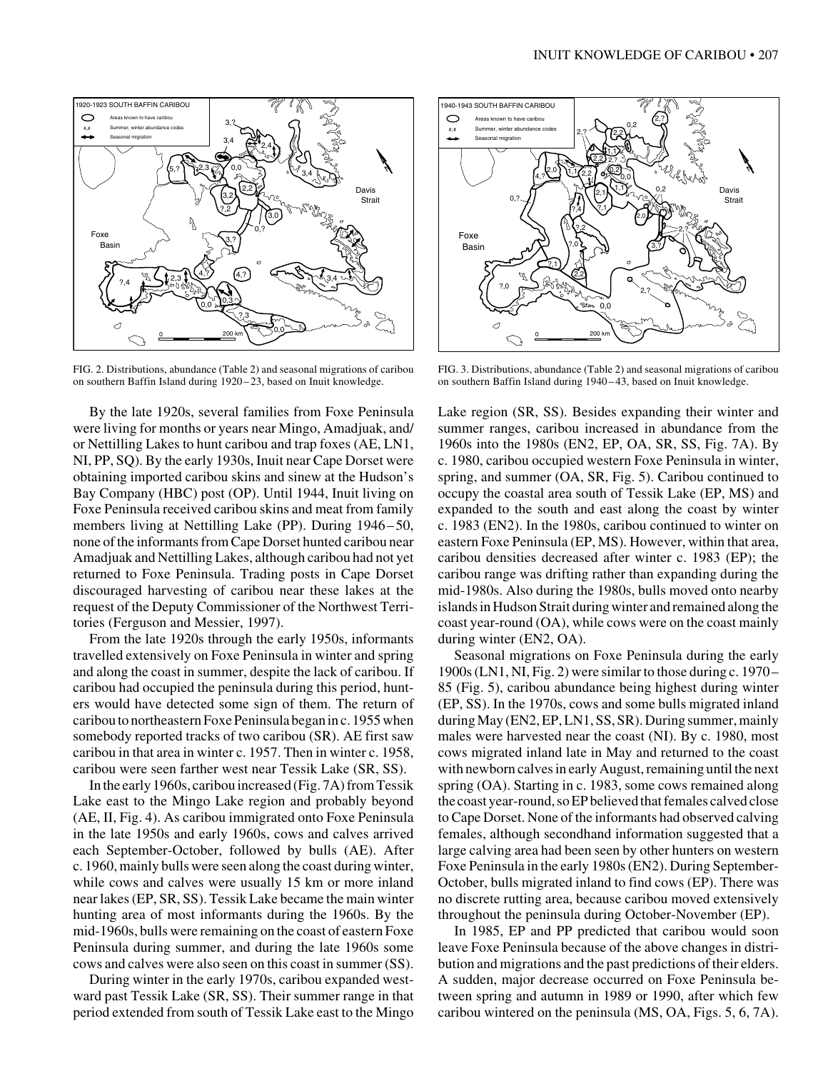FIG. 2. Distributions, abundance (Table 2) and seasonal migrations of caribou on southern Baffin Island during 1920–23, based on Inuit knowledge.

FIG. 3. Distributions, abundance (Table 2) and seasonal migrations of caribou on southern Baffin Island during 1940–43, based on Inuit knowledge.

By the late 1920s, several families from Foxe Peninsula were living for months or years near Mingo, Amadjuak, and/or Nettilling Lakes to hunt caribou and trap foxes (AE, LN1, NI, PP, SQ). By the early 1930s, Inuit near Cape Dorset were obtaining imported caribou skins and sinew at the Hudson's Bay Company (HBC) post (OP). Until 1944, Inuit living on Foxe Peninsula received caribou skins and meat from family members living at Nettilling Lake (PP). During 1946–50, none of the informants from Cape Dorset hunted caribou near Amadjuak and Nettilling Lakes, although caribou had not yet returned to Foxe Peninsula. Trading posts in Cape Dorset discouraged harvesting of caribou near these lakes at the request of the Deputy Commissioner of the Northwest Territories (Ferguson and Messier, 1997).

From the late 1920s through the early 1950s, informants travelled extensively on Foxe Peninsula in winter and spring and along the coast in summer, despite the lack of caribou. If caribou had occupied the peninsula during this period, hunters would have detected some sign of them. The return of caribou to northeastern Foxe Peninsula began in c. 1955 when somebody reported tracks of two caribou (SR). AE first saw caribou in that area in winter c. 1957. Then in winter c. 1958, caribou were seen farther west near Tessik Lake (SR, SS).

In the early 1960s, caribou increased (Fig. 7A) from Tessik Lake east to the Mingo Lake region and probably beyond (AE, II, Fig. 4). As caribou immigrated onto Foxe Peninsula in the late 1950s and early 1960s, cows and calves arrived each September-October, followed by bulls (AE). After c. 1960, mainly bulls were seen along the coast during winter, while cows and calves were usually 15 km or more inland near lakes (EP, SR, SS). Tessik Lake became the main winter hunting area of most informants during the 1960s. By the mid-1960s, bulls were remaining on the coast of eastern Foxe Peninsula during summer, and during the late 1960s some cows and calves were also seen on this coast in summer (SS).

During winter in the early 1970s, caribou expanded westward past Tessik Lake (SR, SS). Their summer range in that period extended from south of Tessik Lake east to the Mingo Lake region (SR, SS). Besides expanding their winter and summer ranges, caribou increased in abundance from the 1960s into the 1980s (EN2, EP, OA, SR, SS, Fig. 7A). By c. 1980, caribou occupied western Foxe Peninsula in winter, spring, and summer (OA, SR, Fig. 5). Caribou continued to occupy the coastal area south of Tessik Lake (EP, MS) and expanded to the south and east along the coast by winter c. 1983 (EN2). In the 1980s, caribou continued to winter on eastern Foxe Peninsula (EP, MS). However, within that area, caribou densities decreased after winter c. 1983 (EP); the caribou range was drifting rather than expanding during the mid-1980s. Also during the 1980s, bulls moved onto nearby islands in Hudson Strait during winter and remained along the coast year-round (OA), while cows were on the coast mainly during winter (EN2, OA).

Seasonal migrations on Foxe Peninsula during the early 1900s (LN1, NI, Fig. 2) were similar to those during c. 1970–85 (Fig. 5), caribou abundance being highest during winter (EP, SS). In the 1970s, cows and some bulls migrated inland during May (EN2, EP, LN1, SS, SR). During summer, mainly males were harvested near the coast (NI). By c. 1980, most cows migrated inland late in May and returned to the coast with newborn calves in early August, remaining until the next spring (OA). Starting in c. 1983, some cows remained along the coast year-round, so EP believed that females calved close to Cape Dorset. None of the informants had observed calving females, although secondhand information suggested that a large calving area had been seen by other hunters on western Foxe Peninsula in the early 1980s (EN2). During September-October, bulls migrated inland to find cows (EP). There was no discrete rutting area, because caribou moved extensively throughout the peninsula during October-November (EP).

In 1985, EP and PP predicted that caribou would soon leave Foxe Peninsula because of the above changes in distribution and migrations and the past predictions of their elders. A sudden, major decrease occurred on Foxe Peninsula between spring and autumn in 1989 or 1990, after which few caribou wintered on the peninsula (MS, OA, Figs. 5, 6, 7A).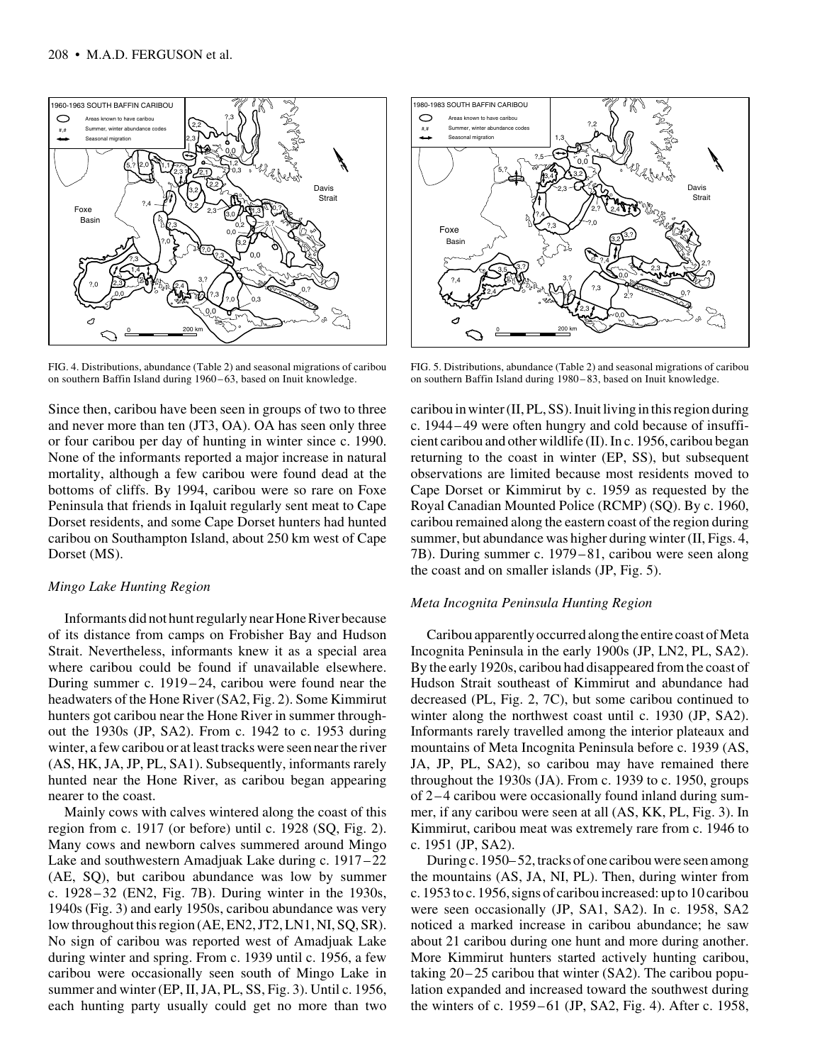FIG. 4. Distributions, abundance (Table 2) and seasonal migrations of caribou on southern Baffin Island during 1960–63, based on Inuit knowledge.

FIG. 5. Distributions, abundance (Table 2) and seasonal migrations of caribou on southern Baffin Island during 1980–83, based on Inuit knowledge.

Since then, caribou have been seen in groups of two to three and never more than ten (JT3, OA). OA has seen only three or four caribou per day of hunting in winter since c. 1990. None of the informants reported a major increase in natural mortality, although a few caribou were found dead at the bottoms of cliffs. By 1994, caribou were so rare on Foxe Peninsula that friends in Iqaluit regularly sent meat to Cape Dorset residents, and some Cape Dorset hunters had hunted caribou on Southampton Island, about 250 km west of Cape Dorset (MS).

### *Mingo Lake Hunting Region*

Informants did not hunt regularly near Hone River because of its distance from camps on Frobisher Bay and Hudson Strait. Nevertheless, informants knew it as a special area where caribou could be found if unavailable elsewhere. During summer c. 1919–24, caribou were found near the headwaters of the Hone River (SA2, Fig. 2). Some Kimmirut hunters got caribou near the Hone River in summer throughout the 1930s (JP, SA2). From c. 1942 to c. 1953 during winter, a few caribou or at least tracks were seen near the river (AS, HK, JA, JP, PL, SA1). Subsequently, informants rarely hunted near the Hone River, as caribou began appearing nearer to the coast.

Mainly cows with calves wintered along the coast of this region from c. 1917 (or before) until c. 1928 (SQ, Fig. 2). Many cows and newborn calves summered around Mingo Lake and southwestern Amadjuak Lake during c. 1917–22 (AE, SQ), but caribou abundance was low by summer c. 1928–32 (EN2, Fig. 7B). During winter in the 1930s, 1940s (Fig. 3) and early 1950s, caribou abundance was very low throughout this region (AE, EN2, JT2, LN1, NI, SQ, SR). No sign of caribou was reported west of Amadjuak Lake during winter and spring. From c. 1939 until c. 1956, a few caribou were occasionally seen south of Mingo Lake in summer and winter (EP, II, JA, PL, SS, Fig. 3). Until c. 1956, each hunting party usually could get no more than two caribou in winter (II, PL, SS). Inuit living in this region during c. 1944–49 were often hungry and cold because of insufficient caribou and other wildlife (II). In c. 1956, caribou began returning to the coast in winter (EP, SS), but subsequent observations are limited because most residents moved to Cape Dorset or Kimmirut by c. 1959 as requested by the Royal Canadian Mounted Police (RCMP) (SQ). By c. 1960, caribou remained along the eastern coast of the region during summer, but abundance was higher during winter (II, Figs. 4, 7B). During summer c. 1979–81, caribou were seen along the coast and on smaller islands (JP, Fig. 5).

### *Meta Incognita Peninsula Hunting Region*

Caribou apparently occurred along the entire coast of Meta Incognita Peninsula in the early 1900s (JP, LN2, PL, SA2). By the early 1920s, caribou had disappeared from the coast of Hudson Strait southeast of Kimmirut and abundance had decreased (PL, Fig. 2, 7C), but some caribou continued to winter along the northwest coast until c. 1930 (JP, SA2). Informants rarely travelled among the interior plateaux and mountains of Meta Incognita Peninsula before c. 1939 (AS, JA, JP, PL, SA2), so caribou may have remained there throughout the 1930s (JA). From c. 1939 to c. 1950, groups of 2–4 caribou were occasionally found inland during summer, if any caribou were seen at all (AS, KK, PL, Fig. 3). In Kimmirut, caribou meat was extremely rare from c. 1946 to c. 1951 (JP, SA2).

During c. 1950–52, tracks of one caribou were seen among the mountains (AS, JA, NI, PL). Then, during winter from c. 1953 to c. 1956, signs of caribou increased: up to 10 caribou were seen occasionally (JP, SA1, SA2). In c. 1958, SA2 noticed a marked increase in caribou abundance; he saw about 21 caribou during one hunt and more during another. More Kimmirut hunters started actively hunting caribou, taking 20–25 caribou that winter (SA2). The caribou population expanded and increased toward the southwest during the winters of c. 1959–61 (JP, SA2, Fig. 4). After c. 1958,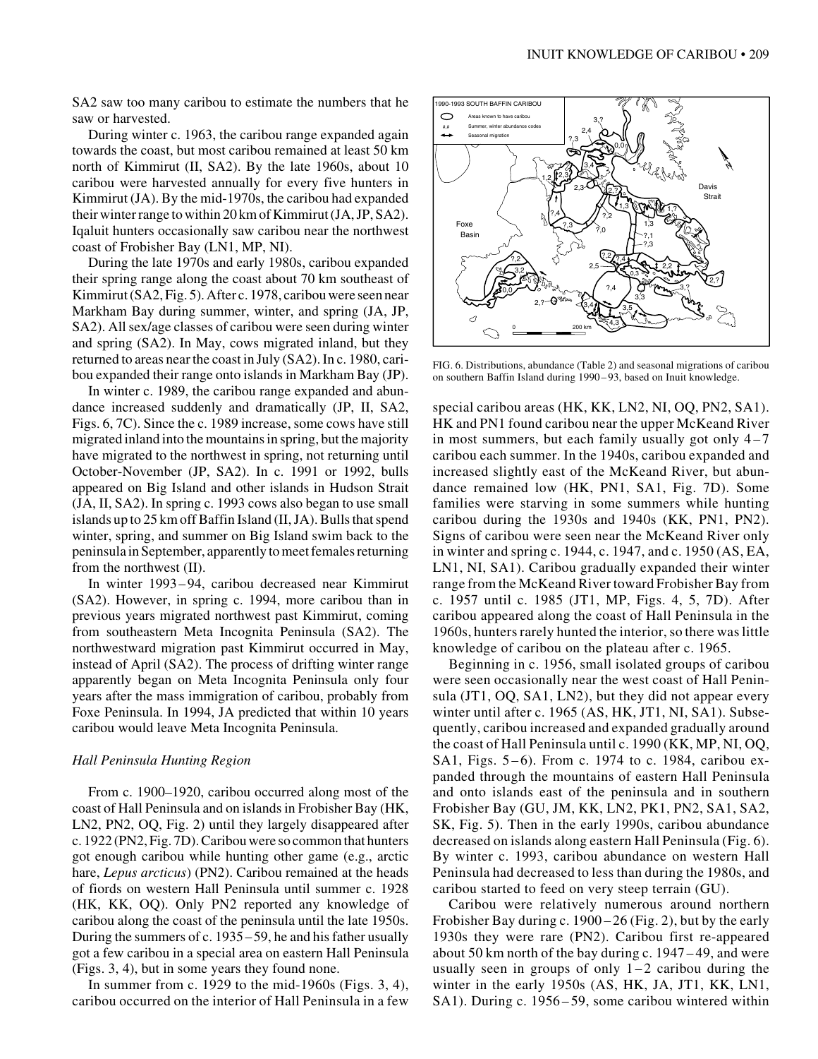SA2 saw too many caribou to estimate the numbers that he saw or harvested.

During winter c. 1963, the caribou range expanded again towards the coast, but most caribou remained at least 50 km north of Kimmirut (II, SA2). By the late 1960s, about 10 caribou were harvested annually for every five hunters in Kimmirut (JA). By the mid-1970s, the caribou had expanded their winter range to within 20 km of Kimmirut (JA, JP, SA2). Iqaluit hunters occasionally saw caribou near the northwest coast of Frobisher Bay (LN1, MP, NI).

During the late 1970s and early 1980s, caribou expanded their spring range along the coast about 70 km southeast of Kimmirut (SA2, Fig. 5). After c. 1978, caribou were seen near Markham Bay during summer, winter, and spring (JA, JP, SA2). All sex/age classes of caribou were seen during winter and spring (SA2). In May, cows migrated inland, but they returned to areas near the coast in July (SA2). In c. 1980, caribou expanded their range onto islands in Markham Bay (JP).

In winter c. 1989, the caribou range expanded and abundance increased suddenly and dramatically (JP, II, SA2, Figs. 6, 7C). Since the c. 1989 increase, some cows have still migrated inland into the mountains in spring, but the majority have migrated to the northwest in spring, not returning until October-November (JP, SA2). In c. 1991 or 1992, bulls appeared on Big Island and other islands in Hudson Strait (JA, II, SA2). In spring c. 1993 cows also began to use small islands up to 25 km off Baffin Island (II, JA). Bulls that spend winter, spring, and summer on Big Island swim back to the peninsula in September, apparently to meet females returning from the northwest (II).

In winter 1993–94, caribou decreased near Kimmirut (SA2). However, in spring c. 1994, more caribou than in previous years migrated northwest past Kimmirut, coming from southeastern Meta Incognita Peninsula (SA2). The northwestward migration past Kimmirut occurred in May, instead of April (SA2). The process of drifting winter range apparently began on Meta Incognita Peninsula only four years after the mass immigration of caribou, probably from Foxe Peninsula. In 1994, JA predicted that within 10 years caribou would leave Meta Incognita Peninsula.

### *Hall Peninsula Hunting Region*

From c. 1900–1920, caribou occurred along most of the coast of Hall Peninsula and on islands in Frobisher Bay (HK, LN2, PN2, OQ, Fig. 2) until they largely disappeared after c. 1922 (PN2, Fig. 7D). Caribou were so common that hunters got enough caribou while hunting other game (e.g., arctic hare, *Lepus arcticus*) (PN2). Caribou remained at the heads of fiords on western Hall Peninsula until summer c. 1928 (HK, KK, OQ). Only PN2 reported any knowledge of caribou along the coast of the peninsula until the late 1950s. During the summers of c. 1935–59, he and his father usually got a few caribou in a special area on eastern Hall Peninsula (Figs. 3, 4), but in some years they found none.

In summer from c. 1929 to the mid-1960s (Figs. 3, 4), caribou occurred on the interior of Hall Peninsula in a few special caribou areas (HK, KK, LN2, NI, OQ, PN2, SA1). HK and PN1 found caribou near the upper McKeand River in most summers, but each family usually got only 4–7 caribou each summer. In the 1940s, caribou expanded and increased slightly east of the McKeand River, but abundance remained low (HK, PN1, SA1, Fig. 7D). Some families were starving in some summers while hunting caribou during the 1930s and 1940s (KK, PN1, PN2). Signs of caribou were seen near the McKeand River only in winter and spring c. 1944, c. 1947, and c. 1950 (AS, EA, LN1, NI, SA1). Caribou gradually expanded their winter range from the McKeand River toward Frobisher Bay from c. 1957 until c. 1985 (JT1, MP, Figs. 4, 5, 7D). After caribou appeared along the coast of Hall Peninsula in the 1960s, hunters rarely hunted the interior, so there was little knowledge of caribou on the plateau after c. 1965.

Beginning in c. 1956, small isolated groups of caribou were seen occasionally near the west coast of Hall Peninsula (JT1, OQ, SA1, LN2), but they did not appear every winter until after c. 1965 (AS, HK, JT1, NI, SA1). Subsequently, caribou increased and expanded gradually around the coast of Hall Peninsula until c. 1990 (KK, MP, NI, OQ, SA1, Figs. 5–6). From c. 1974 to c. 1984, caribou expanded through the mountains of eastern Hall Peninsula and onto islands east of the peninsula and in southern Frobisher Bay (GU, JM, KK, LN2, PK1, PN2, SA1, SA2, SK, Fig. 5). Then in the early 1990s, caribou abundance decreased on islands along eastern Hall Peninsula (Fig. 6). By winter c. 1993, caribou abundance on western Hall Peninsula had decreased to less than during the 1980s, and caribou started to feed on very steep terrain (GU).

Caribou were relatively numerous around northern Frobisher Bay during c. 1900–26 (Fig. 2), but by the early 1930s they were rare (PN2). Caribou first re-appeared about 50 km north of the bay during c. 1947–49, and were usually seen in groups of only 1–2 caribou during the winter in the early 1950s (AS, HK, JA, JT1, KK, LN1, SA1). During c. 1956–59, some caribou wintered within

FIG. 6. Distributions, abundance (Table 2) and seasonal migrations of caribou on southern Baffin Island during 1990–93, based on Inuit knowledge.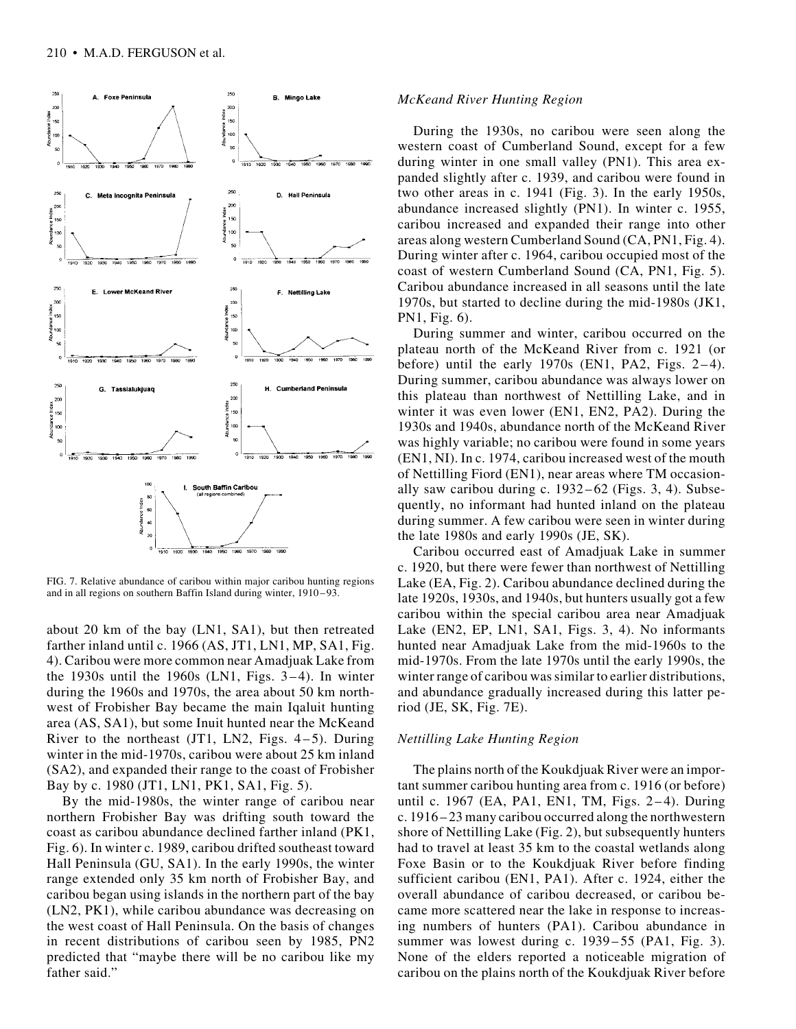FIG. 7. Relative abundance of caribou within major caribou hunting regions and in all regions on southern Baffin Island during winter, 1910–93.

about 20 km of the bay (LN1, SA1), but then retreated farther inland until c. 1966 (AS, JT1, LN1, MP, SA1, Fig. 4). Caribou were more common near Amadjuak Lake from the 1930s until the 1960s (LN1, Figs. 3–4). In winter during the 1960s and 1970s, the area about 50 km northwest of Frobisher Bay became the main Iqaluit hunting area (AS, SA1), but some Inuit hunted near the McKeand River to the northeast (JT1, LN2, Figs. 4–5). During winter in the mid-1970s, caribou were about 25 km inland (SA2), and expanded their range to the coast of Frobisher Bay by c. 1980 (JT1, LN1, PK1, SA1, Fig. 5).

By the mid-1980s, the winter range of caribou near northern Frobisher Bay was drifting south toward the coast as caribou abundance declined farther inland (PK1, Fig. 6). In winter c. 1989, caribou drifted southeast toward Hall Peninsula (GU, SA1). In the early 1990s, the winter range extended only 35 km north of Frobisher Bay, and caribou began using islands in the northern part of the bay (LN2, PK1), while caribou abundance was decreasing on the west coast of Hall Peninsula. On the basis of changes in recent distributions of caribou seen by 1985, PN2 predicted that "maybe there will be no caribou like my father said."

### *McKeand River Hunting Region*

During the 1930s, no caribou were seen along the western coast of Cumberland Sound, except for a few during winter in one small valley (PN1). This area expanded slightly after c. 1939, and caribou were found in two other areas in c. 1941 (Fig. 3). In the early 1950s, abundance increased slightly (PN1). In winter c. 1955, caribou increased and expanded their range into other areas along western Cumberland Sound (CA, PN1, Fig. 4). During winter after c. 1964, caribou occupied most of the coast of western Cumberland Sound (CA, PN1, Fig. 5). Caribou abundance increased in all seasons until the late 1970s, but started to decline during the mid-1980s (JK1, PN1, Fig. 6).

During summer and winter, caribou occurred on the plateau north of the McKeand River from c. 1921 (or before) until the early 1970s (EN1, PA2, Figs. 2–4). During summer, caribou abundance was always lower on this plateau than northwest of Nettilling Lake, and in winter it was even lower (EN1, EN2, PA2). During the 1930s and 1940s, abundance north of the McKeand River was highly variable; no caribou were found in some years (EN1, NI). In c. 1974, caribou increased west of the mouth of Nettilling Fiord (EN1), near areas where TM occasionally saw caribou during c. 1932–62 (Figs. 3, 4). Subsequently, no informant had hunted inland on the plateau during summer. A few caribou were seen in winter during the late 1980s and early 1990s (JE, SK).

Caribou occurred east of Amadjuak Lake in summer c. 1920, but there were fewer than northwest of Nettilling Lake (EA, Fig. 2). Caribou abundance declined during the late 1920s, 1930s, and 1940s, but hunters usually got a few caribou within the special caribou area near Amadjuak Lake (EN2, EP, LN1, SA1, Figs. 3, 4). No informants hunted near Amadjuak Lake from the mid-1960s to the mid-1970s. From the late 1970s until the early 1990s, the winter range of caribou was similar to earlier distributions, and abundance gradually increased during this latter period (JE, SK, Fig. 7E).

### *Nettilling Lake Hunting Region*

The plains north of the Koukdjuak River were an important summer caribou hunting area from c. 1916 (or before) until c. 1967 (EA, PA1, EN1, TM, Figs. 2–4). During c. 1916–23 many caribou occurred along the northwestern shore of Nettilling Lake (Fig. 2), but subsequently hunters had to travel at least 35 km to the coastal wetlands along Foxe Basin or to the Koukdjuak River before finding sufficient caribou (EN1, PA1). After c. 1924, either the overall abundance of caribou decreased, or caribou became more scattered near the lake in response to increasing numbers of hunters (PA1). Caribou abundance in summer was lowest during c. 1939–55 (PA1, Fig. 3). None of the elders reported a noticeable migration of caribou on the plains north of the Koukdjuak River before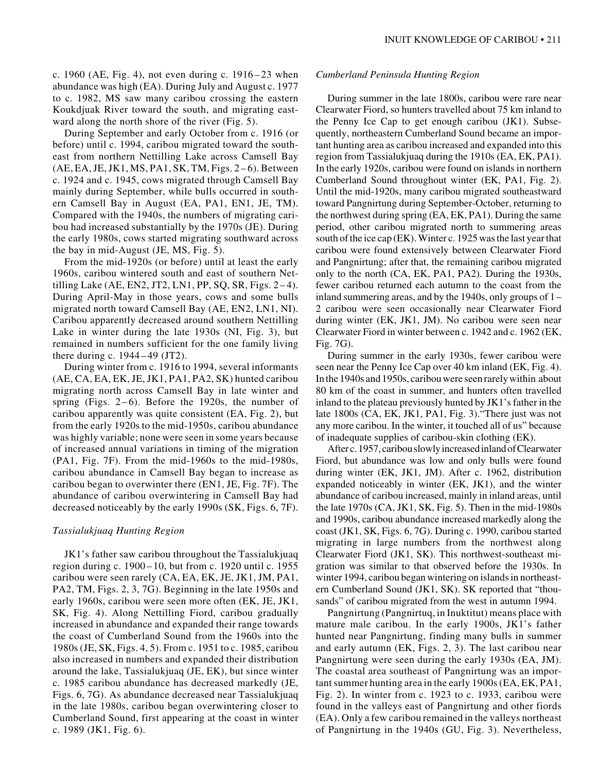c. 1960 (AE, Fig. 4), not even during c. 1916–23 when abundance was high (EA). During July and August c. 1977 to c. 1982, MS saw many caribou crossing the eastern Koukdjuak River toward the south, and migrating eastward along the north shore of the river (Fig. 5).

During September and early October from c. 1916 (or before) until c. 1994, caribou migrated toward the southeast from northern Nettilling Lake across Camsell Bay (AE, EA, JE, JK1, MS, PA1, SK, TM, Figs. 2–6). Between c. 1924 and c. 1945, cows migrated through Camsell Bay mainly during September, while bulls occurred in southern Camsell Bay in August (EA, PA1, EN1, JE, TM). Compared with the 1940s, the numbers of migrating caribou had increased substantially by the 1970s (JE). During the early 1980s, cows started migrating southward across the bay in mid-August (JE, MS, Fig. 5).

From the mid-1920s (or before) until at least the early 1960s, caribou wintered south and east of southern Nettilling Lake (AE, EN2, JT2, LN1, PP, SQ, SR, Figs. 2–4). During April-May in those years, cows and some bulls migrated north toward Camsell Bay (AE, EN2, LN1, NI). Caribou apparently decreased around southern Nettilling Lake in winter during the late 1930s (NI, Fig. 3), but remained in numbers sufficient for the one family living there during c. 1944–49 (JT2).

During winter from c. 1916 to 1994, several informants (AE, CA, EA, EK, JE, JK1, PA1, SK) hunted caribou migrating north across Camsell Bay in late winter and spring (Figs. 2–6). Before the 1920s, the number of caribou apparently was quite consistent (EA, Fig. 2), but from the early 1920s to the mid-1950s, caribou abundance was highly variable; none were seen in some years because of increased annual variations in timing of the migration (PA1, Fig. 7F). From the mid-1960s to the mid-1980s, caribou abundance in Camsell Bay began to increase as caribou began to overwinter there (EN1, JE, Fig. 7F). The abundance of caribou overwintering in Camsell Bay had decreased noticeably by the early 1990s (SK, Figs. 6, 7F).

*Tassialukjuaq Hunting Region*

JK1's father saw caribou throughout the Tassialukjuaq region during c. 1900–10, but from c. 1920 until c. 1955 caribou were seen rarely (CA, EA, EK, JE, JK1, JM, PA1, PA2, TM, Figs. 2, 3, 7G). Beginning in the late 1950s and early 1960s, caribou were seen more often (EK, JE, JK1, SK, Fig. 4). Along Nettilling Fiord, caribou gradually increased in abundance and expanded their range towards the coast of Cumberland Sound from the 1960s into the 1980s (JE, SK, Figs. 4, 5). From c. 1951 to c. 1985, caribou also increased in numbers and expanded their distribution around the lake, Tassialukjuaq (JE, EK), but since winter c. 1985 caribou abundance has decreased markedly (JE, Figs. 6, 7G). As abundance decreased near Tassialukjuaq in the late 1980s, caribou began overwintering closer to Cumberland Sound, first appearing at the coast in winter c. 1989 (JK1, Fig. 6).

*Cumberland Peninsula Hunting Region*

During summer in the late 1800s, caribou were rare near Clearwater Fiord, so hunters travelled about 75 km inland to the Penny Ice Cap to get enough caribou (JK1). Subsequently, northeastern Cumberland Sound became an important hunting area as caribou increased and expanded into this region from Tassialukjuaq during the 1910s (EA, EK, PA1). In the early 1920s, caribou were found on islands in northern Cumberland Sound throughout winter (EK, PA1, Fig. 2). Until the mid-1920s, many caribou migrated southeastward toward Pangnirtung during September-October, returning to the northwest during spring (EA, EK, PA1). During the same period, other caribou migrated north to summering areas south of the ice cap (EK). Winter c. 1925 was the last year that caribou were found extensively between Clearwater Fiord and Pangnirtung; after that, the remaining caribou migrated only to the north (CA, EK, PA1, PA2). During the 1930s, fewer caribou returned each autumn to the coast from the inland summering areas, and by the 1940s, only groups of 1–2 caribou were seen occasionally near Clearwater Fiord during winter (EK, JK1, JM). No caribou were seen near Clearwater Fiord in winter between c. 1942 and c. 1962 (EK, Fig. 7G).

During summer in the early 1930s, fewer caribou were seen near the Penny Ice Cap over 40 km inland (EK, Fig. 4). In the 1940s and 1950s, caribou were seen rarely within about 80 km of the coast in summer, and hunters often travelled inland to the plateau previously hunted by JK1's father in the late 1800s (CA, EK, JK1, PA1, Fig. 3). "There just was not any more caribou. In the winter, it touched all of us" because of inadequate supplies of caribou-skin clothing (EK).

After c. 1957, caribou slowly increased inland of Clearwater Fiord, but abundance was low and only bulls were found during winter (EK, JK1, JM). After c. 1962, distribution expanded noticeably in winter (EK, JK1), and the winter abundance of caribou increased, mainly in inland areas, until the late 1970s (CA, JK1, SK, Fig. 5). Then in the mid-1980s and 1990s, caribou abundance increased markedly along the coast (JK1, SK, Figs. 6, 7G). During c. 1990, caribou started migrating in large numbers from the northwest along Clearwater Fiord (JK1, SK). This northwest-southeast migration was similar to that observed before the 1930s. In winter 1994, caribou began wintering on islands in northeastern Cumberland Sound (JK1, SK). SK reported that "thousands" of caribou migrated from the west in autumn 1994.

Pangnirtung (Pangnirtuq, in Inuktitut) means place with mature male caribou. In the early 1900s, JK1's father hunted near Pangnirtung, finding many bulls in summer and early autumn (EK, Figs. 2, 3). The last caribou near Pangnirtung were seen during the early 1930s (EA, JM). The coastal area southeast of Pangnirtung was an important summer hunting area in the early 1900s (EA, EK, PA1, Fig. 2). In winter from c. 1923 to c. 1933, caribou were found in the valleys east of Pangnirtung and other fiords (EA). Only a few caribou remained in the valleys northeast of Pangnirtung in the 1940s (GU, Fig. 3). Nevertheless,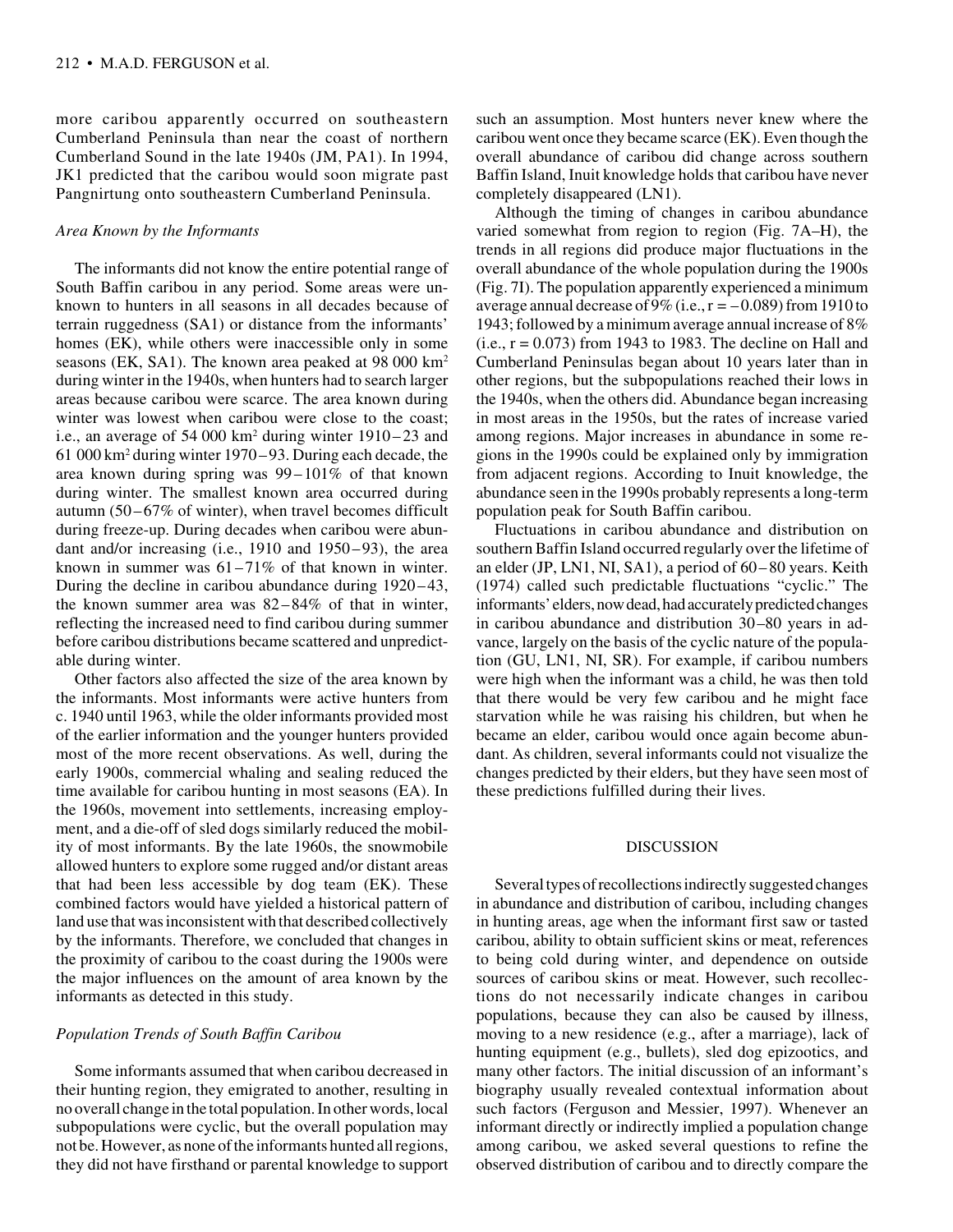more caribou apparently occurred on southeastern Cumberland Peninsula than near the coast of northern Cumberland Sound in the late 1940s (JM, PA1). In 1994, JK1 predicted that the caribou would soon migrate past Pangnirtung onto southeastern Cumberland Peninsula.

### *Area Known by the Informants*

The informants did not know the entire potential range of South Baffin caribou in any period. Some areas were unknown to hunters in all seasons in all decades because of terrain ruggedness (SA1) or distance from the informants' homes (EK), while others were inaccessible only in some seasons (EK, SA1). The known area peaked at 98 000 km$^2$ during winter in the 1940s, when hunters had to search larger areas because caribou were scarce. The area known during winter was lowest when caribou were close to the coast; i.e., an average of 54 000 km$^2$ during winter 1910–23 and 61 000 km$^2$ during winter 1970–93. During each decade, the area known during spring was 99–101% of that known during winter. The smallest known area occurred during autumn (50–67% of winter), when travel becomes difficult during freeze-up. During decades when caribou were abundant and/or increasing (i.e., 1910 and 1950–93), the area known in summer was 61–71% of that known in winter. During the decline in caribou abundance during 1920–43, the known summer area was 82–84% of that in winter, reflecting the increased need to find caribou during summer before caribou distributions became scattered and unpredictable during winter.

Other factors also affected the size of the area known by the informants. Most informants were active hunters from c. 1940 until 1963, while the older informants provided most of the earlier information and the younger hunters provided most of the more recent observations. As well, during the early 1900s, commercial whaling and sealing reduced the time available for caribou hunting in most seasons (EA). In the 1960s, movement into settlements, increasing employment, and a die-off of sled dogs similarly reduced the mobility of most informants. By the late 1960s, the snowmobile allowed hunters to explore some rugged and/or distant areas that had been less accessible by dog team (EK). These combined factors would have yielded a historical pattern of land use that was inconsistent with that described collectively by the informants. Therefore, we concluded that changes in the proximity of caribou to the coast during the 1900s were the major influences on the amount of area known by the informants as detected in this study.

### *Population Trends of South Baffin Caribou*

Some informants assumed that when caribou decreased in their hunting region, they emigrated to another, resulting in no overall change in the total population. In other words, local subpopulations were cyclic, but the overall population may not be. However, as none of the informants hunted all regions, they did not have firsthand or parental knowledge to support such an assumption. Most hunters never knew where the caribou went once they became scarce (EK). Even though the overall abundance of caribou did change across southern Baffin Island, Inuit knowledge holds that caribou have never completely disappeared (LN1).

Although the timing of changes in caribou abundance varied somewhat from region to region (Fig. 7A–H), the trends in all regions did produce major fluctuations in the overall abundance of the whole population during the 1900s (Fig. 7I). The population apparently experienced a minimum average annual decrease of 9% (i.e., $r = -0.089$) from 1910 to 1943; followed by a minimum average annual increase of 8% (i.e., $r = 0.073$) from 1943 to 1983. The decline on Hall and Cumberland Peninsulas began about 10 years later than in other regions, but the subpopulations reached their lows in the 1940s, when the others did. Abundance began increasing in most areas in the 1950s, but the rates of increase varied among regions. Major increases in abundance in some regions in the 1990s could be explained only by immigration from adjacent regions. According to Inuit knowledge, the abundance seen in the 1990s probably represents a long-term population peak for South Baffin caribou.

Fluctuations in caribou abundance and distribution on southern Baffin Island occurred regularly over the lifetime of an elder (JP, LN1, NI, SA1), a period of 60–80 years. Keith (1974) called such predictable fluctuations "cyclic." The informants' elders, now dead, had accurately predicted changes in caribou abundance and distribution 30–80 years in advance, largely on the basis of the cyclic nature of the population (GU, LN1, NI, SR). For example, if caribou numbers were high when the informant was a child, he was then told that there would be very few caribou and he might face starvation while he was raising his children, but when he became an elder, caribou would once again become abundant. As children, several informants could not visualize the changes predicted by their elders, but they have seen most of these predictions fulfilled during their lives.

## DISCUSSION

Several types of recollections indirectly suggested changes in abundance and distribution of caribou, including changes in hunting areas, age when the informant first saw or tasted caribou, ability to obtain sufficient skins or meat, references to being cold during winter, and dependence on outside sources of caribou skins or meat. However, such recollections do not necessarily indicate changes in caribou populations, because they can also be caused by illness, moving to a new residence (e.g., after a marriage), lack of hunting equipment (e.g., bullets), sled dog epizootics, and many other factors. The initial discussion of an informant's biography usually revealed contextual information about such factors (Ferguson and Messier, 1997). Whenever an informant directly or indirectly implied a population change among caribou, we asked several questions to refine the observed distribution of caribou and to directly compare the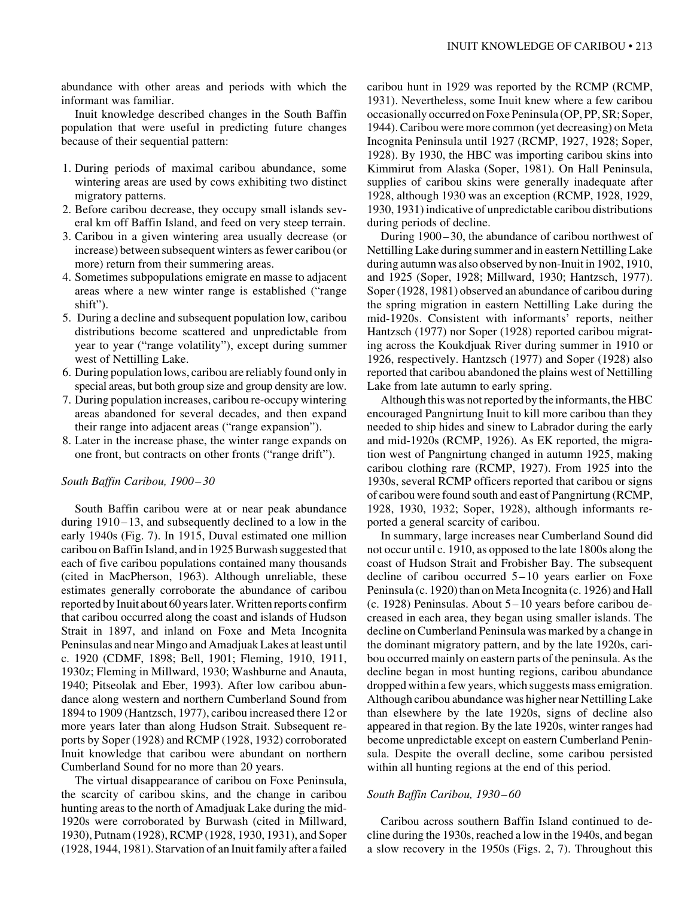abundance with other areas and periods with which the informant was familiar.

Inuit knowledge described changes in the South Baffin population that were useful in predicting future changes because of their sequential pattern:

1. During periods of maximal caribou abundance, some wintering areas are used by cows exhibiting two distinct migratory patterns.
2. Before caribou decrease, they occupy small islands several km off Baffin Island, and feed on very steep terrain.
3. Caribou in a given wintering area usually decrease (or increase) between subsequent winters as fewer caribou (or more) return from their summering areas.
4. Sometimes subpopulations emigrate en masse to adjacent areas where a new winter range is established ("range shift").
5. During a decline and subsequent population low, caribou distributions become scattered and unpredictable from year to year ("range volatility"), except during summer west of Nettilling Lake.
6. During population lows, caribou are reliably found only in special areas, but both group size and group density are low.
7. During population increases, caribou re-occupy wintering areas abandoned for several decades, and then expand their range into adjacent areas ("range expansion").
8. Later in the increase phase, the winter range expands on one front, but contracts on other fronts ("range drift").

*South Baffin Caribou, 1900–30*

South Baffin caribou were at or near peak abundance during 1910–13, and subsequently declined to a low in the early 1940s (Fig. 7). In 1915, Duval estimated one million caribou on Baffin Island, and in 1925 Burwash suggested that each of five caribou populations contained many thousands (cited in MacPherson, 1963). Although unreliable, these estimates generally corroborate the abundance of caribou reported by Inuit about 60 years later. Written reports confirm that caribou occurred along the coast and islands of Hudson Strait in 1897, and inland on Foxe and Meta Incognita Peninsulas and near Mingo and Amadjuak Lakes at least until c. 1920 (CDMF, 1898; Bell, 1901; Fleming, 1910, 1911, 1930z; Fleming in Millward, 1930; Washburne and Anauta, 1940; Pitseolak and Eber, 1993). After low caribou abundance along western and northern Cumberland Sound from 1894 to 1909 (Hantzsch, 1977), caribou increased there 12 or more years later than along Hudson Strait. Subsequent reports by Soper (1928) and RCMP (1928, 1932) corroborated Inuit knowledge that caribou were abundant on northern Cumberland Sound for no more than 20 years.

The virtual disappearance of caribou on Foxe Peninsula, the scarcity of caribou skins, and the change in caribou hunting areas to the north of Amadjuak Lake during the mid-1920s were corroborated by Burwash (cited in Millward, 1930), Putnam (1928), RCMP (1928, 1930, 1931), and Soper (1928, 1944, 1981). Starvation of an Inuit family after a failed caribou hunt in 1929 was reported by the RCMP (RCMP, 1931). Nevertheless, some Inuit knew where a few caribou occasionally occurred on Foxe Peninsula (OP, PP, SR; Soper, 1944). Caribou were more common (yet decreasing) on Meta Incognita Peninsula until 1927 (RCMP, 1927, 1928; Soper, 1928). By 1930, the HBC was importing caribou skins into Kimmirut from Alaska (Soper, 1981). On Hall Peninsula, supplies of caribou skins were generally inadequate after 1928, although 1930 was an exception (RCMP, 1928, 1929, 1930, 1931) indicative of unpredictable caribou distributions during periods of decline.

During 1900–30, the abundance of caribou northwest of Nettilling Lake during summer and in eastern Nettilling Lake during autumn was also observed by non-Inuit in 1902, 1910, and 1925 (Soper, 1928; Millward, 1930; Hantzsch, 1977). Soper (1928, 1981) observed an abundance of caribou during the spring migration in eastern Nettilling Lake during the mid-1920s. Consistent with informants' reports, neither Hantzsch (1977) nor Soper (1928) reported caribou migrating across the Koukdjuak River during summer in 1910 or 1926, respectively. Hantzsch (1977) and Soper (1928) also reported that caribou abandoned the plains west of Nettilling Lake from late autumn to early spring.

Although this was not reported by the informants, the HBC encouraged Pangnirtung Inuit to kill more caribou than they needed to ship hides and sinew to Labrador during the early and mid-1920s (RCMP, 1926). As EK reported, the migration west of Pangnirtung changed in autumn 1925, making caribou clothing rare (RCMP, 1927). From 1925 into the 1930s, several RCMP officers reported that caribou or signs of caribou were found south and east of Pangnirtung (RCMP, 1928, 1930, 1932; Soper, 1928), although informants reported a general scarcity of caribou.

In summary, large increases near Cumberland Sound did not occur until c. 1910, as opposed to the late 1800s along the coast of Hudson Strait and Frobisher Bay. The subsequent decline of caribou occurred 5–10 years earlier on Foxe Peninsula (c. 1920) than on Meta Incognita (c. 1926) and Hall (c. 1928) Peninsulas. About 5–10 years before caribou decreased in each area, they began using smaller islands. The decline on Cumberland Peninsula was marked by a change in the dominant migratory pattern, and by the late 1920s, caribou occurred mainly on eastern parts of the peninsula. As the decline began in most hunting regions, caribou abundance dropped within a few years, which suggests mass emigration. Although caribou abundance was higher near Nettilling Lake than elsewhere by the late 1920s, signs of decline also appeared in that region. By the late 1920s, winter ranges had become unpredictable except on eastern Cumberland Peninsula. Despite the overall decline, some caribou persisted within all hunting regions at the end of this period.

*South Baffin Caribou, 1930–60*

Caribou across southern Baffin Island continued to decline during the 1930s, reached a low in the 1940s, and began a slow recovery in the 1950s (Figs. 2, 7). Throughout this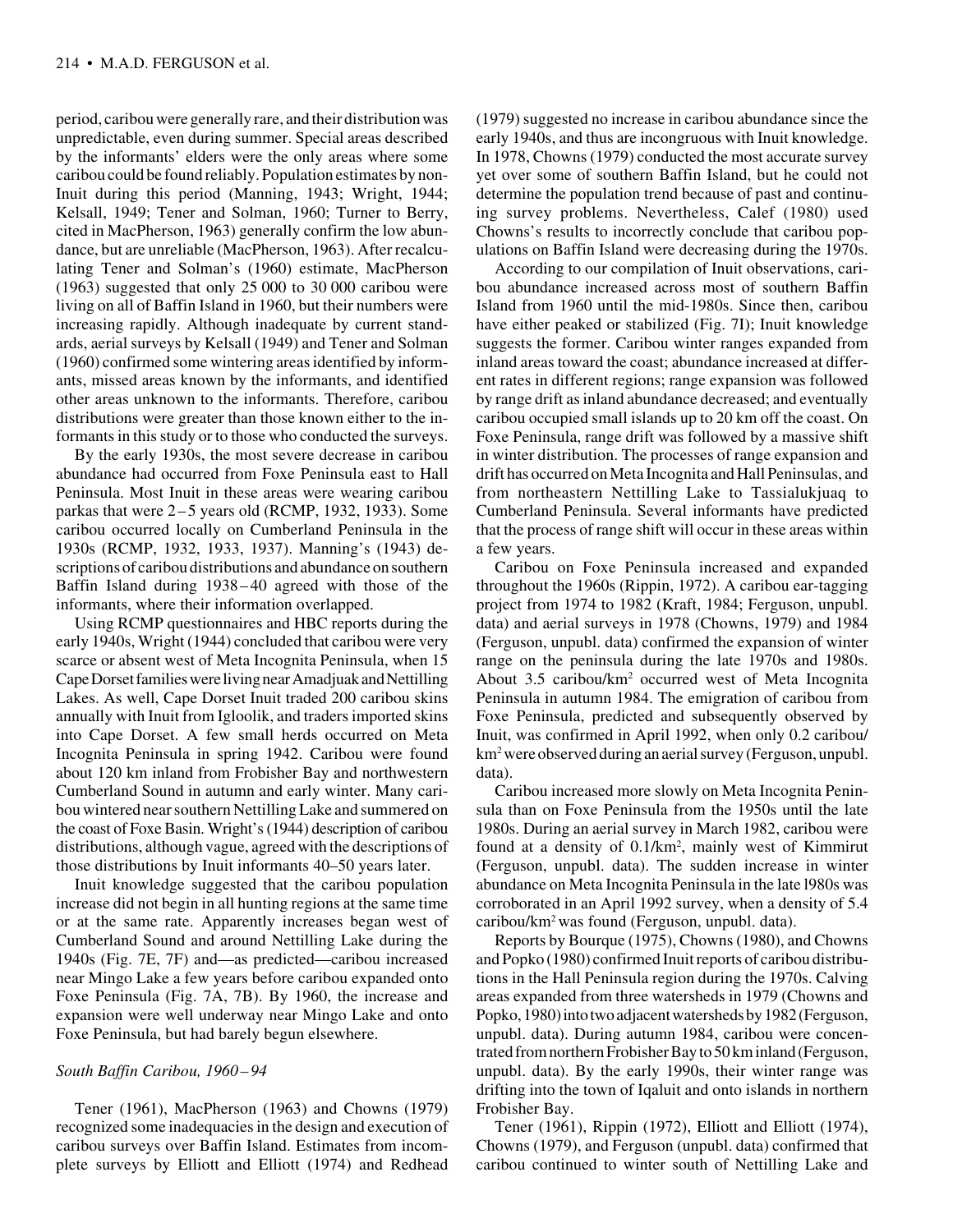period, caribou were generally rare, and their distribution was unpredictable, even during summer. Special areas described by the informants' elders were the only areas where some caribou could be found reliably. Population estimates by non-Inuit during this period (Manning, 1943; Wright, 1944; Kelsall, 1949; Tener and Solman, 1960; Turner to Berry, cited in MacPherson, 1963) generally confirm the low abundance, but are unreliable (MacPherson, 1963). After recalculating Tener and Solman's (1960) estimate, MacPherson (1963) suggested that only 25 000 to 30 000 caribou were living on all of Baffin Island in 1960, but their numbers were increasing rapidly. Although inadequate by current standards, aerial surveys by Kelsall (1949) and Tener and Solman (1960) confirmed some wintering areas identified by informants, missed areas known by the informants, and identified other areas unknown to the informants. Therefore, caribou distributions were greater than those known either to the informants in this study or to those who conducted the surveys.

By the early 1930s, the most severe decrease in caribou abundance had occurred from Foxe Peninsula east to Hall Peninsula. Most Inuit in these areas were wearing caribou parkas that were 2–5 years old (RCMP, 1932, 1933). Some caribou occurred locally on Cumberland Peninsula in the 1930s (RCMP, 1932, 1933, 1937). Manning's (1943) descriptions of caribou distributions and abundance on southern Baffin Island during 1938–40 agreed with those of the informants, where their information overlapped.

Using RCMP questionnaires and HBC reports during the early 1940s, Wright (1944) concluded that caribou were very scarce or absent west of Meta Incognita Peninsula, when 15 Cape Dorset families were living near Amadjuak and Nettilling Lakes. As well, Cape Dorset Inuit traded 200 caribou skins annually with Inuit from Igloolik, and traders imported skins into Cape Dorset. A few small herds occurred on Meta Incognita Peninsula in spring 1942. Caribou were found about 120 km inland from Frobisher Bay and northwestern Cumberland Sound in autumn and early winter. Many caribou wintered near southern Nettilling Lake and summered on the coast of Foxe Basin. Wright's (1944) description of caribou distributions, although vague, agreed with the descriptions of those distributions by Inuit informants 40–50 years later.

Inuit knowledge suggested that the caribou population increase did not begin in all hunting regions at the same time or at the same rate. Apparently increases began west of Cumberland Sound and around Nettilling Lake during the 1940s (Fig. 7E, 7F) and—as predicted—caribou increased near Mingo Lake a few years before caribou expanded onto Foxe Peninsula (Fig. 7A, 7B). By 1960, the increase and expansion were well underway near Mingo Lake and onto Foxe Peninsula, but had barely begun elsewhere.

*South Baffin Caribou, 1960–94*

Tener (1961), MacPherson (1963) and Chowns (1979) recognized some inadequacies in the design and execution of caribou surveys over Baffin Island. Estimates from incomplete surveys by Elliott and Elliott (1974) and Redhead (1979) suggested no increase in caribou abundance since the early 1940s, and thus are incongruous with Inuit knowledge. In 1978, Chowns (1979) conducted the most accurate survey yet over some of southern Baffin Island, but he could not determine the population trend because of past and continuing survey problems. Nevertheless, Calef (1980) used Chowns's results to incorrectly conclude that caribou populations on Baffin Island were decreasing during the 1970s.

According to our compilation of Inuit observations, caribou abundance increased across most of southern Baffin Island from 1960 until the mid-1980s. Since then, caribou have either peaked or stabilized (Fig. 7I); Inuit knowledge suggests the former. Caribou winter ranges expanded from inland areas toward the coast; abundance increased at different rates in different regions; range expansion was followed by range drift as inland abundance decreased; and eventually caribou occupied small islands up to 20 km off the coast. On Foxe Peninsula, range drift was followed by a massive shift in winter distribution. The processes of range expansion and drift has occurred on Meta Incognita and Hall Peninsulas, and from northeastern Nettilling Lake to Tassialukjuaq to Cumberland Peninsula. Several informants have predicted that the process of range shift will occur in these areas within a few years.

Caribou on Foxe Peninsula increased and expanded throughout the 1960s (Rippin, 1972). A caribou ear-tagging project from 1974 to 1982 (Kraft, 1984; Ferguson, unpubl. data) and aerial surveys in 1978 (Chowns, 1979) and 1984 (Ferguson, unpubl. data) confirmed the expansion of winter range on the peninsula during the late 1970s and 1980s. About 3.5 caribou/km$^2$ occurred west of Meta Incognita Peninsula in autumn 1984. The emigration of caribou from Foxe Peninsula, predicted and subsequently observed by Inuit, was confirmed in April 1992, when only 0.2 caribou/km$^2$ were observed during an aerial survey (Ferguson, unpubl. data).

Caribou increased more slowly on Meta Incognita Peninsula than on Foxe Peninsula from the 1950s until the late 1980s. During an aerial survey in March 1982, caribou were found at a density of 0.1/km$^2$, mainly west of Kimmirut (Ferguson, unpubl. data). The sudden increase in winter abundance on Meta Incognita Peninsula in the late 1980s was corroborated in an April 1992 survey, when a density of 5.4 caribou/km$^2$ was found (Ferguson, unpubl. data).

Reports by Bourque (1975), Chowns (1980), and Chowns and Popko (1980) confirmed Inuit reports of caribou distributions in the Hall Peninsula region during the 1970s. Calving areas expanded from three watersheds in 1979 (Chowns and Popko, 1980) into two adjacent watersheds by 1982 (Ferguson, unpubl. data). During autumn 1984, caribou were concentrated from northern Frobisher Bay to 50 km inland (Ferguson, unpubl. data). By the early 1990s, their winter range was drifting into the town of Iqaluit and onto islands in northern Frobisher Bay.

Tener (1961), Rippin (1972), Elliott and Elliott (1974), Chowns (1979), and Ferguson (unpubl. data) confirmed that caribou continued to winter south of Nettilling Lake and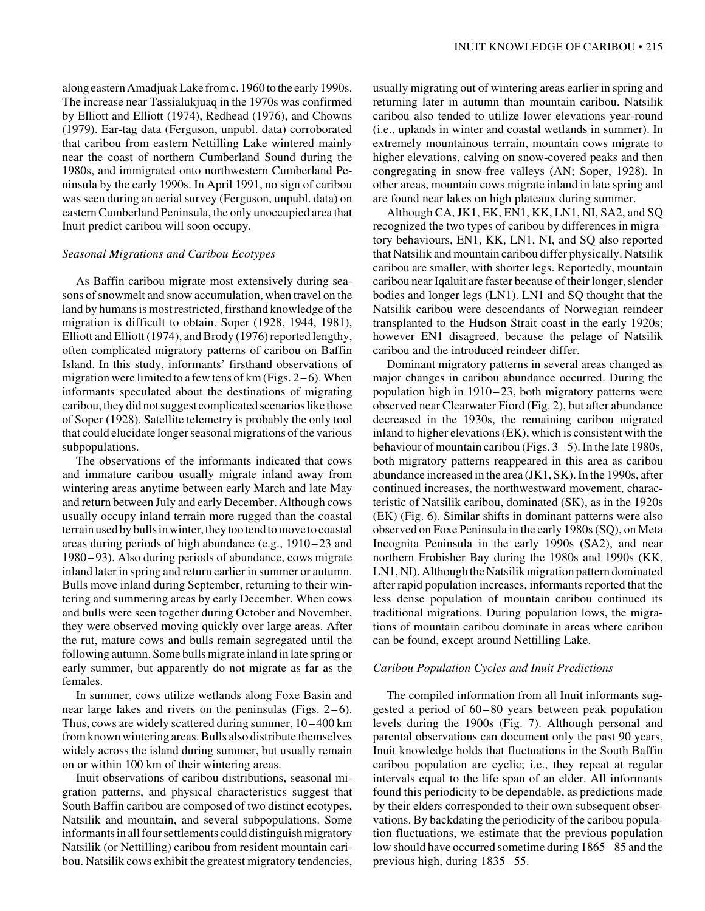along eastern Amadjuak Lake from c. 1960 to the early 1990s. The increase near Tassialukjuaq in the 1970s was confirmed by Elliott and Elliott (1974), Redhead (1976), and Chowns (1979). Ear-tag data (Ferguson, unpubl. data) corroborated that caribou from eastern Nettilling Lake wintered mainly near the coast of northern Cumberland Sound during the 1980s, and immigrated onto northwestern Cumberland Peninsula by the early 1990s. In April 1991, no sign of caribou was seen during an aerial survey (Ferguson, unpubl. data) on eastern Cumberland Peninsula, the only unoccupied area that Inuit predict caribou will soon occupy.

### *Seasonal Migrations and Caribou Ecotypes*

As Baffin caribou migrate most extensively during seasons of snowmelt and snow accumulation, when travel on the land by humans is most restricted, firsthand knowledge of the migration is difficult to obtain. Soper (1928, 1944, 1981), Elliott and Elliott (1974), and Brody (1976) reported lengthy, often complicated migratory patterns of caribou on Baffin Island. In this study, informants' firsthand observations of migration were limited to a few tens of km (Figs. 2–6). When informants speculated about the destinations of migrating caribou, they did not suggest complicated scenarios like those of Soper (1928). Satellite telemetry is probably the only tool that could elucidate longer seasonal migrations of the various subpopulations.

The observations of the informants indicated that cows and immature caribou usually migrate inland away from wintering areas anytime between early March and late May and return between July and early December. Although cows usually occupy inland terrain more rugged than the coastal terrain used by bulls in winter, they too tend to move to coastal areas during periods of high abundance (e.g., 1910–23 and 1980–93). Also during periods of abundance, cows migrate inland later in spring and return earlier in summer or autumn. Bulls move inland during September, returning to their wintering and summering areas by early December. When cows and bulls were seen together during October and November, they were observed moving quickly over large areas. After the rut, mature cows and bulls remain segregated until the following autumn. Some bulls migrate inland in late spring or early summer, but apparently do not migrate as far as the females.

In summer, cows utilize wetlands along Foxe Basin and near large lakes and rivers on the peninsulas (Figs. 2–6). Thus, cows are widely scattered during summer, 10–400 km from known wintering areas. Bulls also distribute themselves widely across the island during summer, but usually remain on or within 100 km of their wintering areas.

Inuit observations of caribou distributions, seasonal migration patterns, and physical characteristics suggest that South Baffin caribou are composed of two distinct ecotypes, Natsilik and mountain, and several subpopulations. Some informants in all four settlements could distinguish migratory Natsilik (or Nettilling) caribou from resident mountain caribou. Natsilik cows exhibit the greatest migratory tendencies, usually migrating out of wintering areas earlier in spring and returning later in autumn than mountain caribou. Natsilik caribou also tended to utilize lower elevations year-round (i.e., uplands in winter and coastal wetlands in summer). In extremely mountainous terrain, mountain cows migrate to higher elevations, calving on snow-covered peaks and then congregating in snow-free valleys (AN; Soper, 1928). In other areas, mountain cows migrate inland in late spring and are found near lakes on high plateaux during summer.

Although CA, JK1, EK, EN1, KK, LN1, NI, SA2, and SQ recognized the two types of caribou by differences in migratory behaviours, EN1, KK, LN1, NI, and SQ also reported that Natsilik and mountain caribou differ physically. Natsilik caribou are smaller, with shorter legs. Reportedly, mountain caribou near Iqaluit are faster because of their longer, slender bodies and longer legs (LN1). LN1 and SQ thought that the Natsilik caribou were descendants of Norwegian reindeer transplanted to the Hudson Strait coast in the early 1920s; however EN1 disagreed, because the pelage of Natsilik caribou and the introduced reindeer differ.

Dominant migratory patterns in several areas changed as major changes in caribou abundance occurred. During the population high in 1910–23, both migratory patterns were observed near Clearwater Fiord (Fig. 2), but after abundance decreased in the 1930s, the remaining caribou migrated inland to higher elevations (EK), which is consistent with the behaviour of mountain caribou (Figs. 3–5). In the late 1980s, both migratory patterns reappeared in this area as caribou abundance increased in the area (JK1, SK). In the 1990s, after continued increases, the northwestward movement, characteristic of Natsilik caribou, dominated (SK), as in the 1920s (EK) (Fig. 6). Similar shifts in dominant patterns were also observed on Foxe Peninsula in the early 1980s (SQ), on Meta Incognita Peninsula in the early 1990s (SA2), and near northern Frobisher Bay during the 1980s and 1990s (KK, LN1, NI). Although the Natsilik migration pattern dominated after rapid population increases, informants reported that the less dense population of mountain caribou continued its traditional migrations. During population lows, the migrations of mountain caribou dominate in areas where caribou can be found, except around Nettilling Lake.

### *Caribou Population Cycles and Inuit Predictions*

The compiled information from all Inuit informants suggested a period of 60–80 years between peak population levels during the 1900s (Fig. 7). Although personal and parental observations can document only the past 90 years, Inuit knowledge holds that fluctuations in the South Baffin caribou population are cyclic; i.e., they repeat at regular intervals equal to the life span of an elder. All informants found this periodicity to be dependable, as predictions made by their elders corresponded to their own subsequent observations. By backdating the periodicity of the caribou population fluctuations, we estimate that the previous population low should have occurred sometime during 1865–85 and the previous high, during 1835–55.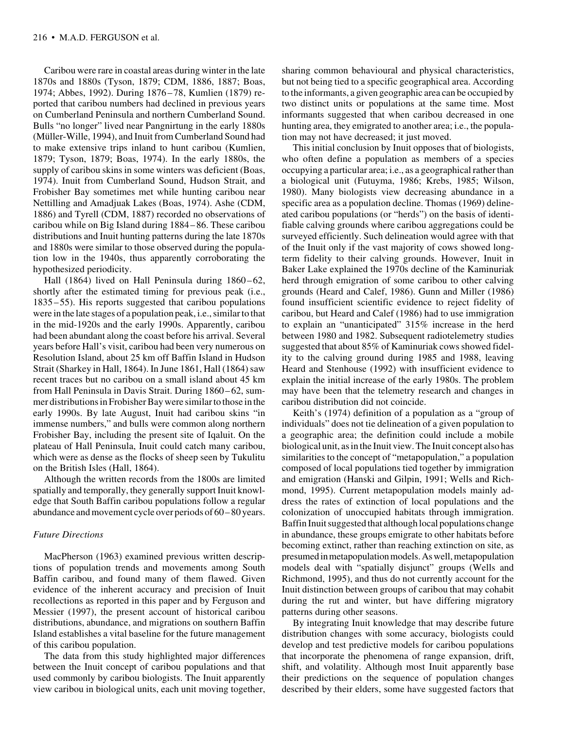Caribou were rare in coastal areas during winter in the late 1870s and 1880s (Tyson, 1879; CDM, 1886, 1887; Boas, 1974; Abbes, 1992). During 1876–78, Kumlien (1879) reported that caribou numbers had declined in previous years on Cumberland Peninsula and northern Cumberland Sound. Bulls "no longer" lived near Pangnirtung in the early 1880s (Müller-Wille, 1994), and Inuit from Cumberland Sound had to make extensive trips inland to hunt caribou (Kumlien, 1879; Tyson, 1879; Boas, 1974). In the early 1880s, the supply of caribou skins in some winters was deficient (Boas, 1974). Inuit from Cumberland Sound, Hudson Strait, and Frobisher Bay sometimes met while hunting caribou near Nettilling and Amadjuak Lakes (Boas, 1974). Ashe (CDM, 1886) and Tyrell (CDM, 1887) recorded no observations of caribou while on Big Island during 1884–86. These caribou distributions and Inuit hunting patterns during the late 1870s and 1880s were similar to those observed during the population low in the 1940s, thus apparently corroborating the hypothesized periodicity.

Hall (1864) lived on Hall Peninsula during 1860–62, shortly after the estimated timing for previous peak (i.e., 1835–55). His reports suggested that caribou populations were in the late stages of a population peak, i.e., similar to that in the mid-1920s and the early 1990s. Apparently, caribou had been abundant along the coast before his arrival. Several years before Hall's visit, caribou had been very numerous on Resolution Island, about 25 km off Baffin Island in Hudson Strait (Sharkey in Hall, 1864). In June 1861, Hall (1864) saw recent traces but no caribou on a small island about 45 km from Hall Peninsula in Davis Strait. During 1860–62, summer distributions in Frobisher Bay were similar to those in the early 1990s. By late August, Inuit had caribou skins "in immense numbers," and bulls were common along northern Frobisher Bay, including the present site of Iqaluit. On the plateau of Hall Peninsula, Inuit could catch many caribou, which were as dense as the flocks of sheep seen by Tukulitu on the British Isles (Hall, 1864).

Although the written records from the 1800s are limited spatially and temporally, they generally support Inuit knowledge that South Baffin caribou populations follow a regular abundance and movement cycle over periods of 60–80 years.

### *Future Directions*

MacPherson (1963) examined previous written descriptions of population trends and movements among South Baffin caribou, and found many of them flawed. Given evidence of the inherent accuracy and precision of Inuit recollections as reported in this paper and by Ferguson and Messier (1997), the present account of historical caribou distributions, abundance, and migrations on southern Baffin Island establishes a vital baseline for the future management of this caribou population.

The data from this study highlighted major differences between the Inuit concept of caribou populations and that used commonly by caribou biologists. The Inuit apparently view caribou in biological units, each unit moving together, sharing common behavioural and physical characteristics, but not being tied to a specific geographical area. According to the informants, a given geographic area can be occupied by two distinct units or populations at the same time. Most informants suggested that when caribou decreased in one hunting area, they emigrated to another area; i.e., the population may not have decreased; it just moved.

This initial conclusion by Inuit opposes that of biologists, who often define a population as members of a species occupying a particular area; i.e., as a geographical rather than a biological unit (Futuyma, 1986; Krebs, 1985; Wilson, 1980). Many biologists view decreasing abundance in a specific area as a population decline. Thomas (1969) delineated caribou populations (or "herds") on the basis of identifiable calving grounds where caribou aggregations could be surveyed efficiently. Such delineation would agree with that of the Inuit only if the vast majority of cows showed long-term fidelity to their calving grounds. However, Inuit in Baker Lake explained the 1970s decline of the Kaminuriak herd through emigration of some caribou to other calving grounds (Heard and Calef, 1986). Gunn and Miller (1986) found insufficient scientific evidence to reject fidelity of caribou, but Heard and Calef (1986) had to use immigration to explain an "unanticipated" 315% increase in the herd between 1980 and 1982. Subsequent radiotelemetry studies suggested that about 85% of Kaminuriak cows showed fidelity to the calving ground during 1985 and 1988, leaving Heard and Stenhouse (1992) with insufficient evidence to explain the initial increase of the early 1980s. The problem may have been that the telemetry research and changes in caribou distribution did not coincide.

Keith's (1974) definition of a population as a "group of individuals" does not tie delineation of a given population to a geographic area; the definition could include a mobile biological unit, as in the Inuit view. The Inuit concept also has similarities to the concept of "metapopulation," a population composed of local populations tied together by immigration and emigration (Hanski and Gilpin, 1991; Wells and Richmond, 1995). Current metapopulation models mainly address the rates of extinction of local populations and the colonization of unoccupied habitats through immigration. Baffin Inuit suggested that although local populations change in abundance, these groups emigrate to other habitats before becoming extinct, rather than reaching extinction on site, as presumed in metapopulation models. As well, metapopulation models deal with "spatially disjunct" groups (Wells and Richmond, 1995), and thus do not currently account for the Inuit distinction between groups of caribou that may cohabit during the rut and winter, but have differing migratory patterns during other seasons.

By integrating Inuit knowledge that may describe future distribution changes with some accuracy, biologists could develop and test predictive models for caribou populations that incorporate the phenomena of range expansion, drift, shift, and volatility. Although most Inuit apparently base their predictions on the sequence of population changes described by their elders, some have suggested factors that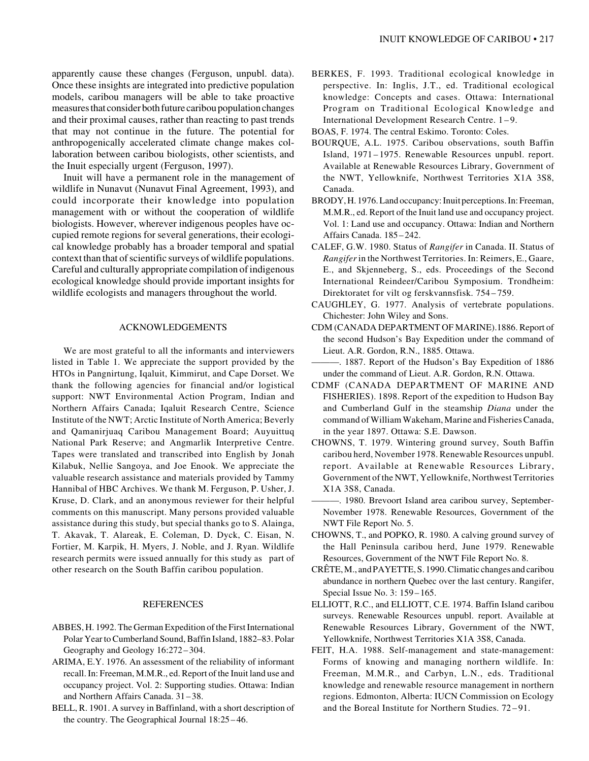apparently cause these changes (Ferguson, unpubl. data). Once these insights are integrated into predictive population models, caribou managers will be able to take proactive measures that consider both future caribou population changes and their proximal causes, rather than reacting to past trends that may not continue in the future. The potential for anthropogenically accelerated climate change makes collaboration between caribou biologists, other scientists, and the Inuit especially urgent (Ferguson, 1997).

Inuit will have a permanent role in the management of wildlife in Nunavut (Nunavut Final Agreement, 1993), and could incorporate their knowledge into population management with or without the cooperation of wildlife biologists. However, wherever indigenous peoples have occupied remote regions for several generations, their ecological knowledge probably has a broader temporal and spatial context than that of scientific surveys of wildlife populations. Careful and culturally appropriate compilation of indigenous ecological knowledge should provide important insights for wildlife ecologists and managers throughout the world.

## ACKNOWLEDGEMENTS

We are most grateful to all the informants and interviewers listed in Table 1. We appreciate the support provided by the HTOs in Pangnirtung, Iqaluit, Kimmirut, and Cape Dorset. We thank the following agencies for financial and/or logistical support: NWT Environmental Action Program, Indian and Northern Affairs Canada; Iqaluit Research Centre, Science Institute of the NWT; Arctic Institute of North America; Beverly and Qamanirjuaq Caribou Management Board; Auyuittuq National Park Reserve; and Angmarlik Interpretive Centre. Tapes were translated and transcribed into English by Jonah Kilabuk, Nellie Sangoya, and Joe Enook. We appreciate the valuable research assistance and materials provided by Tammy Hannibal of HBC Archives. We thank M. Ferguson, P. Usher, J. Kruse, D. Clark, and an anonymous reviewer for their helpful comments on this manuscript. Many persons provided valuable assistance during this study, but special thanks go to S. Alainga, T. Akavak, T. Alareak, E. Coleman, D. Dyck, C. Eisan, N. Fortier, M. Karpik, H. Myers, J. Noble, and J. Ryan. Wildlife research permits were issued annually for this study as part of other research on the South Baffin caribou population.

## REFERENCES

ABBES, H. 1992. The German Expedition of the First International Polar Year to Cumberland Sound, Baffin Island, 1882–83. Polar Geography and Geology 16:272–304.

ARIMA, E.Y. 1976. An assessment of the reliability of informant recall. In: Freeman, M.M.R., ed. Report of the Inuit land use and occupancy project. Vol. 2: Supporting studies. Ottawa: Indian and Northern Affairs Canada. 31–38.

BELL, R. 1901. A survey in Baffinland, with a short description of the country. The Geographical Journal 18:25–46.

BERKES, F. 1993. Traditional ecological knowledge in perspective. In: Inglis, J.T., ed. Traditional ecological knowledge: Concepts and cases. Ottawa: International Program on Traditional Ecological Knowledge and International Development Research Centre. 1–9.

BOAS, F. 1974. The central Eskimo. Toronto: Coles.

BOURQUE, A.L. 1975. Caribou observations, south Baffin Island, 1971–1975. Renewable Resources unpubl. report. Available at Renewable Resources Library, Government of the NWT, Yellowknife, Northwest Territories X1A 3S8, Canada.

BRODY, H. 1976. Land occupancy: Inuit perceptions. In: Freeman, M.M.R., ed. Report of the Inuit land use and occupancy project. Vol. 1: Land use and occupancy. Ottawa: Indian and Northern Affairs Canada. 185–242.

CALEF, G.W. 1980. Status of *Rangifer* in Canada. II. Status of *Rangifer* in the Northwest Territories. In: Reimers, E., Gaare, E., and Skjenneberg, S., eds. Proceedings of the Second International Reindeer/Caribou Symposium. Trondheim: Direktoratet for vilt og ferskvannsfisk. 754–759.

CAUGHLEY, G. 1977. Analysis of vertebrate populations. Chichester: John Wiley and Sons.

CDM (CANADA DEPARTMENT OF MARINE). 1886. Report of the second Hudson's Bay Expedition under the command of Lieut. A.R. Gordon, R.N., 1885. Ottawa.

———. 1887. Report of the Hudson's Bay Expedition of 1886 under the command of Lieut. A.R. Gordon, R.N. Ottawa.

CDMF (CANADA DEPARTMENT OF MARINE AND FISHERIES). 1898. Report of the expedition to Hudson Bay and Cumberland Gulf in the steamship *Diana* under the command of William Wakeham, Marine and Fisheries Canada, in the year 1897. Ottawa: S.E. Dawson.

CHOWNS, T. 1979. Wintering ground survey, South Baffin caribou herd, November 1978. Renewable Resources unpubl. report. Available at Renewable Resources Library, Government of the NWT, Yellowknife, Northwest Territories X1A 3S8, Canada.

———. 1980. Brevoort Island area caribou survey, September-November 1978. Renewable Resources, Government of the NWT File Report No. 5.

CHOWNS, T., and POPKO, R. 1980. A calving ground survey of the Hall Peninsula caribou herd, June 1979. Renewable Resources, Government of the NWT File Report No. 8.

CRÊTE, M., and PAYETTE, S. 1990. Climatic changes and caribou abundance in northern Quebec over the last century. Rangifer, Special Issue No. 3: 159–165.

ELLIOTT, R.C., and ELLIOTT, C.E. 1974. Baffin Island caribou surveys. Renewable Resources unpubl. report. Available at Renewable Resources Library, Government of the NWT, Yellowknife, Northwest Territories X1A 3S8, Canada.

FEIT, H.A. 1988. Self-management and state-management: Forms of knowing and managing northern wildlife. In: Freeman, M.M.R., and Carbyn, L.N., eds. Traditional knowledge and renewable resource management in northern regions. Edmonton, Alberta: IUCN Commission on Ecology and the Boreal Institute for Northern Studies. 72–91.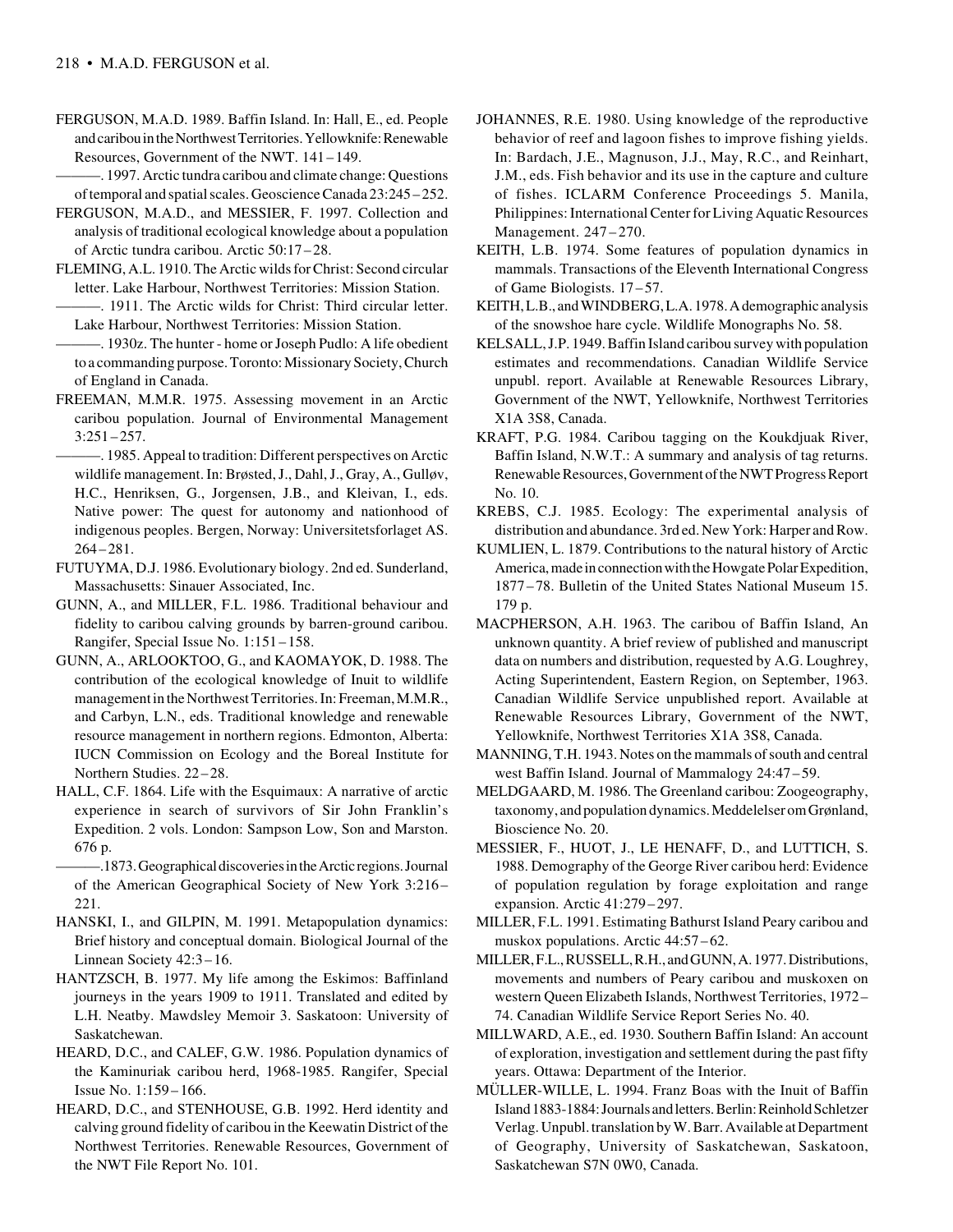FERGUSON, M.A.D. 1989. Baffin Island. In: Hall, E., ed. People and caribou in the Northwest Territories. Yellowknife: Renewable Resources, Government of the NWT. 141–149.

———. 1997. Arctic tundra caribou and climate change: Questions of temporal and spatial scales. Geoscience Canada 23:245–252.

FERGUSON, M.A.D., and MESSIER, F. 1997. Collection and analysis of traditional ecological knowledge about a population of Arctic tundra caribou. Arctic 50:17–28.

FLEMING, A.L. 1910. The Arctic wilds for Christ: Second circular letter. Lake Harbour, Northwest Territories: Mission Station.

———. 1911. The Arctic wilds for Christ: Third circular letter. Lake Harbour, Northwest Territories: Mission Station.

———. 1930z. The hunter - home or Joseph Pudlo: A life obedient to a commanding purpose. Toronto: Missionary Society, Church of England in Canada.

FREEMAN, M.M.R. 1975. Assessing movement in an Arctic caribou population. Journal of Environmental Management 3:251–257.

———. 1985. Appeal to tradition: Different perspectives on Arctic wildlife management. In: Brøsted, J., Dahl, J., Gray, A., Gulløv, H.C., Henriksen, G., Jorgensen, J.B., and Kleivan, I., eds. Native power: The quest for autonomy and nationhood of indigenous peoples. Bergen, Norway: Universitetsforlaget AS. 264–281.

FUTUYMA, D.J. 1986. Evolutionary biology. 2nd ed. Sunderland, Massachusetts: Sinauer Associated, Inc.

GUNN, A., and MILLER, F.L. 1986. Traditional behaviour and fidelity to caribou calving grounds by barren-ground caribou. Rangifer, Special Issue No. 1:151–158.

GUNN, A., ARLOOKTOO, G., and KAOMAYOK, D. 1988. The contribution of the ecological knowledge of Inuit to wildlife management in the Northwest Territories. In: Freeman, M.M.R., and Carbyn, L.N., eds. Traditional knowledge and renewable resource management in northern regions. Edmonton, Alberta: IUCN Commission on Ecology and the Boreal Institute for Northern Studies. 22–28.

HALL, C.F. 1864. Life with the Esquimaux: A narrative of arctic experience in search of survivors of Sir John Franklin's Expedition. 2 vols. London: Sampson Low, Son and Marston. 676 p.

———.1873. Geographical discoveries in the Arctic regions. Journal of the American Geographical Society of New York 3:216–221.

HANSKI, I., and GILPIN, M. 1991. Metapopulation dynamics: Brief history and conceptual domain. Biological Journal of the Linnean Society 42:3–16.

HANTZSCH, B. 1977. My life among the Eskimos: Baffinland journeys in the years 1909 to 1911. Translated and edited by L.H. Neatby. Mawdsley Memoir 3. Saskatoon: University of Saskatchewan.

HEARD, D.C., and CALEF, G.W. 1986. Population dynamics of the Kaminuriak caribou herd, 1968-1985. Rangifer, Special Issue No. 1:159–166.

HEARD, D.C., and STENHOUSE, G.B. 1992. Herd identity and calving ground fidelity of caribou in the Keewatin District of the Northwest Territories. Renewable Resources, Government of the NWT File Report No. 101.

JOHANNES, R.E. 1980. Using knowledge of the reproductive behavior of reef and lagoon fishes to improve fishing yields. In: Bardach, J.E., Magnuson, J.J., May, R.C., and Reinhart, J.M., eds. Fish behavior and its use in the capture and culture of fishes. ICLARM Conference Proceedings 5. Manila, Philippines: International Center for Living Aquatic Resources Management. 247–270.

KEITH, L.B. 1974. Some features of population dynamics in mammals. Transactions of the Eleventh International Congress of Game Biologists. 17–57.

KEITH, L.B., and WINDBERG, L.A. 1978. A demographic analysis of the snowshoe hare cycle. Wildlife Monographs No. 58.

KELSALL, J.P. 1949. Baffin Island caribou survey with population estimates and recommendations. Canadian Wildlife Service unpubl. report. Available at Renewable Resources Library, Government of the NWT, Yellowknife, Northwest Territories X1A 3S8, Canada.

KRAFT, P.G. 1984. Caribou tagging on the Koukdjuak River, Baffin Island, N.W.T.: A summary and analysis of tag returns. Renewable Resources, Government of the NWT Progress Report No. 10.

KREBS, C.J. 1985. Ecology: The experimental analysis of distribution and abundance. 3rd ed. New York: Harper and Row.

KUMLIEN, L. 1879. Contributions to the natural history of Arctic America, made in connection with the Howgate Polar Expedition, 1877–78. Bulletin of the United States National Museum 15. 179 p.

MACPHERSON, A.H. 1963. The caribou of Baffin Island, An unknown quantity. A brief review of published and manuscript data on numbers and distribution, requested by A.G. Loughrey, Acting Superintendent, Eastern Region, on September, 1963. Canadian Wildlife Service unpublished report. Available at Renewable Resources Library, Government of the NWT, Yellowknife, Northwest Territories X1A 3S8, Canada.

MANNING, T.H. 1943. Notes on the mammals of south and central west Baffin Island. Journal of Mammalogy 24:47–59.

MELDGAARD, M. 1986. The Greenland caribou: Zoogeography, taxonomy, and population dynamics. Meddelelser om Grønland, Bioscience No. 20.

MESSIER, F., HUOT, J., LE HENAFF, D., and LUTTICH, S. 1988. Demography of the George River caribou herd: Evidence of population regulation by forage exploitation and range expansion. Arctic 41:279–297.

MILLER, F.L. 1991. Estimating Bathurst Island Peary caribou and muskox populations. Arctic 44:57–62.

MILLER, F.L., RUSSELL, R.H., and GUNN, A. 1977. Distributions, movements and numbers of Peary caribou and muskoxen on western Queen Elizabeth Islands, Northwest Territories, 1972–74. Canadian Wildlife Service Report Series No. 40.

MILLWARD, A.E., ed. 1930. Southern Baffin Island: An account of exploration, investigation and settlement during the past fifty years. Ottawa: Department of the Interior.

MÜLLER-WILLE, L. 1994. Franz Boas with the Inuit of Baffin Island 1883-1884: Journals and letters. Berlin: Reinhold Schletzer Verlag. Unpubl. translation by W. Barr. Available at Department of Geography, University of Saskatchewan, Saskatoon, Saskatchewan S7N 0W0, Canada.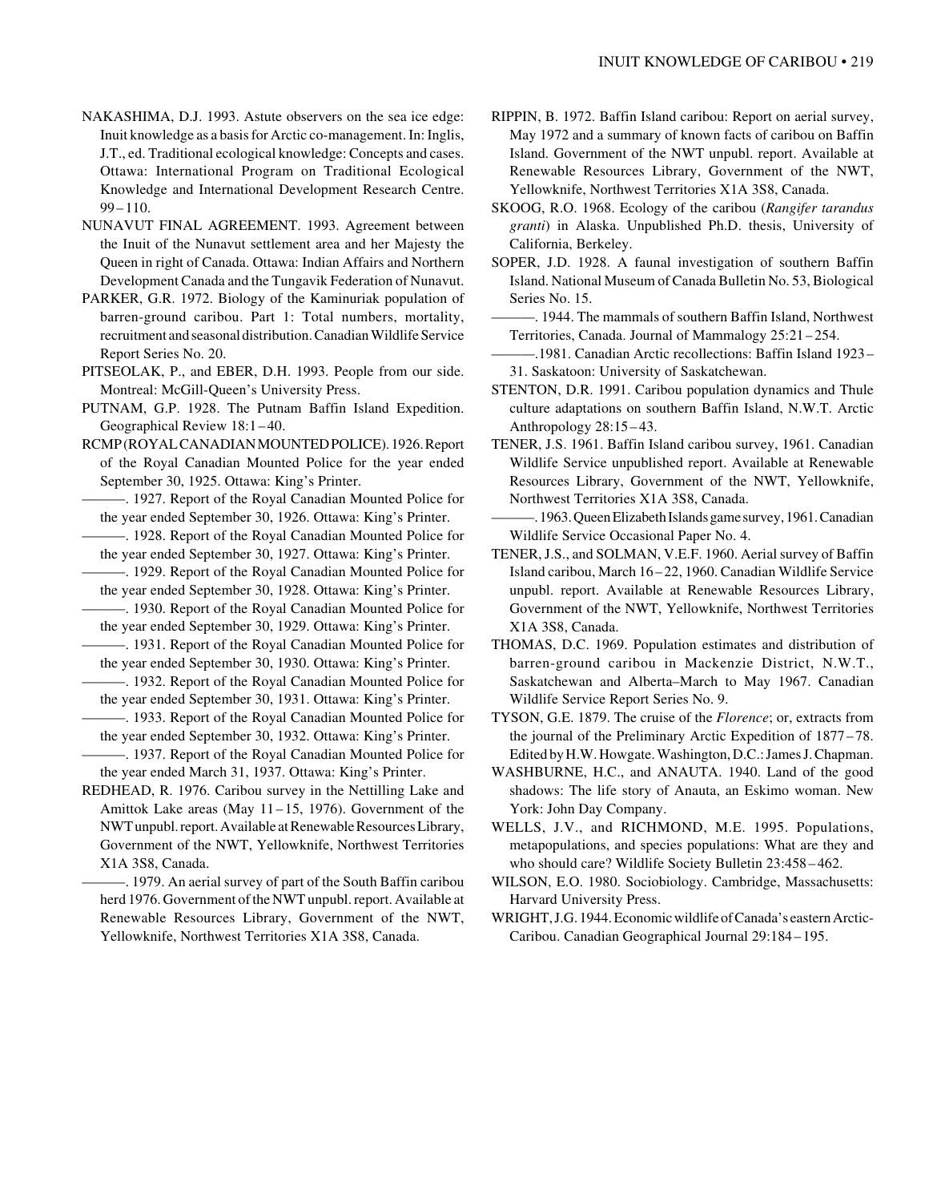NAKASHIMA, D.J. 1993. Astute observers on the sea ice edge: Inuit knowledge as a basis for Arctic co-management. In: Inglis, J.T., ed. Traditional ecological knowledge: Concepts and cases. Ottawa: International Program on Traditional Ecological Knowledge and International Development Research Centre. 99–110.

NUNAVUT FINAL AGREEMENT. 1993. Agreement between the Inuit of the Nunavut settlement area and her Majesty the Queen in right of Canada. Ottawa: Indian Affairs and Northern Development Canada and the Tungavik Federation of Nunavut.

PARKER, G.R. 1972. Biology of the Kaminuriak population of barren-ground caribou. Part 1: Total numbers, mortality, recruitment and seasonal distribution. Canadian Wildlife Service Report Series No. 20.

PITSEOLAK, P., and EBER, D.H. 1993. People from our side. Montreal: McGill-Queen's University Press.

PUTNAM, G.P. 1928. The Putnam Baffin Island Expedition. Geographical Review 18:1–40.

RCMP (ROYAL CANADIAN MOUNTED POLICE). 1926. Report of the Royal Canadian Mounted Police for the year ended September 30, 1925. Ottawa: King's Printer.

———. 1927. Report of the Royal Canadian Mounted Police for the year ended September 30, 1926. Ottawa: King's Printer.

———. 1928. Report of the Royal Canadian Mounted Police for the year ended September 30, 1927. Ottawa: King's Printer.

———. 1929. Report of the Royal Canadian Mounted Police for the year ended September 30, 1928. Ottawa: King's Printer.

———. 1930. Report of the Royal Canadian Mounted Police for the year ended September 30, 1929. Ottawa: King's Printer.

———. 1931. Report of the Royal Canadian Mounted Police for the year ended September 30, 1930. Ottawa: King's Printer.

———. 1932. Report of the Royal Canadian Mounted Police for the year ended September 30, 1931. Ottawa: King's Printer.

———. 1933. Report of the Royal Canadian Mounted Police for the year ended September 30, 1932. Ottawa: King's Printer.

———. 1937. Report of the Royal Canadian Mounted Police for the year ended March 31, 1937. Ottawa: King's Printer.

REDHEAD, R. 1976. Caribou survey in the Nettilling Lake and Amittok Lake areas (May 11–15, 1976). Government of the NWT unpubl. report. Available at Renewable Resources Library, Government of the NWT, Yellowknife, Northwest Territories X1A 3S8, Canada.

———. 1979. An aerial survey of part of the South Baffin caribou herd 1976. Government of the NWT unpubl. report. Available at Renewable Resources Library, Government of the NWT, Yellowknife, Northwest Territories X1A 3S8, Canada.

RIPPIN, B. 1972. Baffin Island caribou: Report on aerial survey, May 1972 and a summary of known facts of caribou on Baffin Island. Government of the NWT unpubl. report. Available at Renewable Resources Library, Government of the NWT, Yellowknife, Northwest Territories X1A 3S8, Canada.

SKOOG, R.O. 1968. Ecology of the caribou (*Rangifer tarandus granti*) in Alaska. Unpublished Ph.D. thesis, University of California, Berkeley.

SOPER, J.D. 1928. A faunal investigation of southern Baffin Island. National Museum of Canada Bulletin No. 53, Biological Series No. 15.

———. 1944. The mammals of southern Baffin Island, Northwest Territories, Canada. Journal of Mammalogy 25:21–254.

———.1981. Canadian Arctic recollections: Baffin Island 1923–31. Saskatoon: University of Saskatchewan.

STENTON, D.R. 1991. Caribou population dynamics and Thule culture adaptations on southern Baffin Island, N.W.T. Arctic Anthropology 28:15–43.

TENER, J.S. 1961. Baffin Island caribou survey, 1961. Canadian Wildlife Service unpublished report. Available at Renewable Resources Library, Government of the NWT, Yellowknife, Northwest Territories X1A 3S8, Canada.

———. 1963. Queen Elizabeth Islands game survey, 1961. Canadian Wildlife Service Occasional Paper No. 4.

TENER, J.S., and SOLMAN, V.E.F. 1960. Aerial survey of Baffin Island caribou, March 16–22, 1960. Canadian Wildlife Service unpubl. report. Available at Renewable Resources Library, Government of the NWT, Yellowknife, Northwest Territories X1A 3S8, Canada.

THOMAS, D.C. 1969. Population estimates and distribution of barren-ground caribou in Mackenzie District, N.W.T., Saskatchewan and Alberta–March to May 1967. Canadian Wildlife Service Report Series No. 9.

TYSON, G.E. 1879. The cruise of the *Florence*; or, extracts from the journal of the Preliminary Arctic Expedition of 1877–78. Edited by H.W. Howgate. Washington, D.C.: James J. Chapman.

WASHBURNE, H.C., and ANAUTA. 1940. Land of the good shadows: The life story of Anauta, an Eskimo woman. New York: John Day Company.

WELLS, J.V., and RICHMOND, M.E. 1995. Populations, metapopulations, and species populations: What are they and who should care? Wildlife Society Bulletin 23:458–462.

WILSON, E.O. 1980. Sociobiology. Cambridge, Massachusetts: Harvard University Press.

WRIGHT, J.G. 1944. Economic wildlife of Canada's eastern Arctic-Caribou. Canadian Geographical Journal 29:184–195.